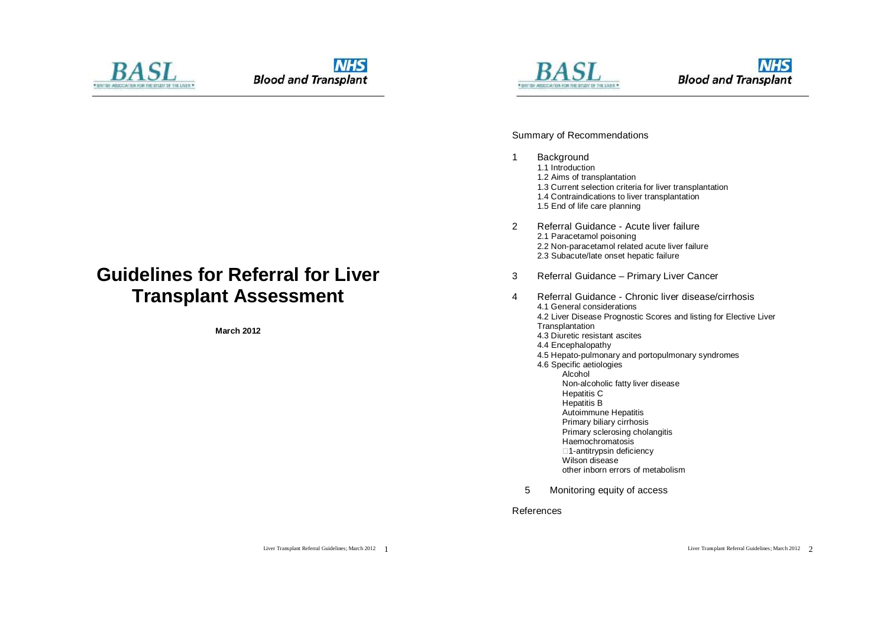# Guidelines for Referral for Liver Transplant Assessment

**March 2012**

## Summary of Recommendations

1. Background
    - 1.1 Introduction
    - 1.2 Aims of transplantation
    - 1.3 Current selection criteria for liver transplantation
    - 1.4 Contraindications to liver transplantation
    - 1.5 End of life care planning
2. Referral Guidance - Acute liver failure
    - 2.1 Paracetamol poisoning
    - 2.2 Non-paracetamol related acute liver failure
    - 2.3 Subacute/late onset hepatic failure
3. Referral Guidance – Primary Liver Cancer
4. Referral Guidance - Chronic liver disease/cirrhosis
    - 4.1 General considerations
    - 4.2 Liver Disease Prognostic Scores and listing for Elective Liver Transplantation
    - 4.3 Diuretic resistant ascites
    - 4.4 Encephalopathy
    - 4.5 Hepato-pulmonary and portopulmonary syndromes
    - 4.6 Specific aetiologies
        - Alcohol
        - Non-alcoholic fatty liver disease
        - Hepatitis C
        - Hepatitis B
        - Autoimmune Hepatitis
        - Primary biliary cirrhosis
        - Primary sclerosing cholangitis
        - Haemochromatosis
        - 1-antitrypsin deficiency
        - Wilson disease
        - other inborn errors of metabolism
5. Monitoring equity of access

References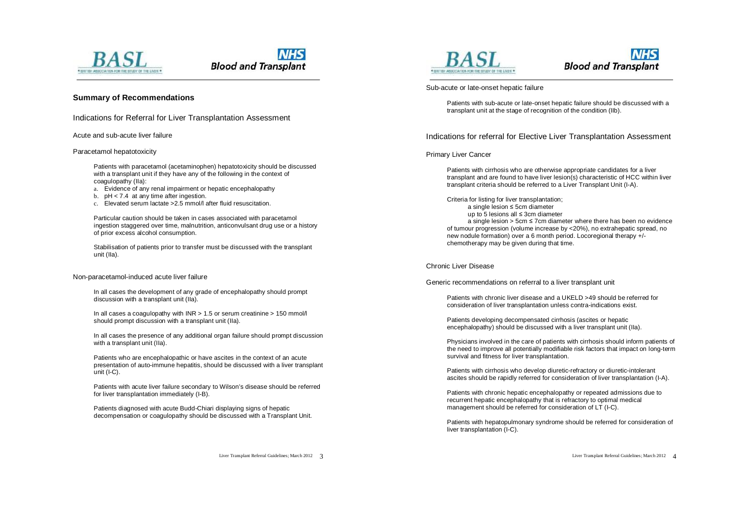## Summary of Recommendations

### Indications for Referral for Liver Transplantation Assessment

#### Acute and sub-acute liver failure

##### Paracetamol hepatotoxicity

Patients with paracetamol (acetaminophen) hepatotoxicity should be discussed with a transplant unit if they have any of the following in the context of coagulopathy (IIa):

a. Evidence of any renal impairment or hepatic encephalopathy
b. pH < 7.4 at any time after ingestion.
c. Elevated serum lactate >2.5 mmol/l after fluid resuscitation.

Particular caution should be taken in cases associated with paracetamol ingestion staggered over time, malnutrition, anticonvulsant drug use or a history of prior excess alcohol consumption.

Stabilisation of patients prior to transfer must be discussed with the transplant unit (IIa).

##### Non-paracetamol-induced acute liver failure

In all cases the development of any grade of encephalopathy should prompt discussion with a transplant unit (IIa).

In all cases a coagulopathy with INR > 1.5 or serum creatinine > 150 mmol/l should prompt discussion with a transplant unit (IIa).

In all cases the presence of any additional organ failure should prompt discussion with a transplant unit (IIa).

Patients who are encephalopathic or have ascites in the context of an acute presentation of auto-immune hepatitis, should be discussed with a liver transplant unit (I-C).

Patients with acute liver failure secondary to Wilson's disease should be referred for liver transplantation immediately (I-B).

Patients diagnosed with acute Budd-Chiari displaying signs of hepatic decompensation or coagulopathy should be discussed with a Transplant Unit.

##### Sub-acute or late-onset hepatic failure

Patients with sub-acute or late-onset hepatic failure should be discussed with a transplant unit at the stage of recognition of the condition (IIb).

### Indications for referral for Elective Liver Transplantation Assessment

#### Primary Liver Cancer

Patients with cirrhosis who are otherwise appropriate candidates for a liver transplant and are found to have liver lesion(s) characteristic of HCC within liver transplant criteria should be referred to a Liver Transplant Unit (I-A).

Criteria for listing for liver transplantation;

- a single lesion ≤ 5cm diameter
- up to 5 lesions all ≤ 3cm diameter
- a single lesion > 5cm ≤ 7cm diameter where there has been no evidence of tumour progression (volume increase by <20%), no extrahepatic spread, no new nodule formation) over a 6 month period. Locoregional therapy +/- chemotherapy may be given during that time.

#### Chronic Liver Disease

##### Generic recommendations on referral to a liver transplant unit

Patients with chronic liver disease and a UKELD >49 should be referred for consideration of liver transplantation unless contra-indications exist.

Patients developing decompensated cirrhosis (ascites or hepatic encephalopathy) should be discussed with a liver transplant unit (IIa).

Physicians involved in the care of patients with cirrhosis should inform patients of the need to improve all potentially modifiable risk factors that impact on long-term survival and fitness for liver transplantation.

Patients with cirrhosis who develop diuretic-refractory or diuretic-intolerant ascites should be rapidly referred for consideration of liver transplantation (I-A).

Patients with chronic hepatic encephalopathy or repeated admissions due to recurrent hepatic encephalopathy that is refractory to optimal medical management should be referred for consideration of LT (I-C).

Patients with hepatopulmonary syndrome should be referred for consideration of liver transplantation (I-C).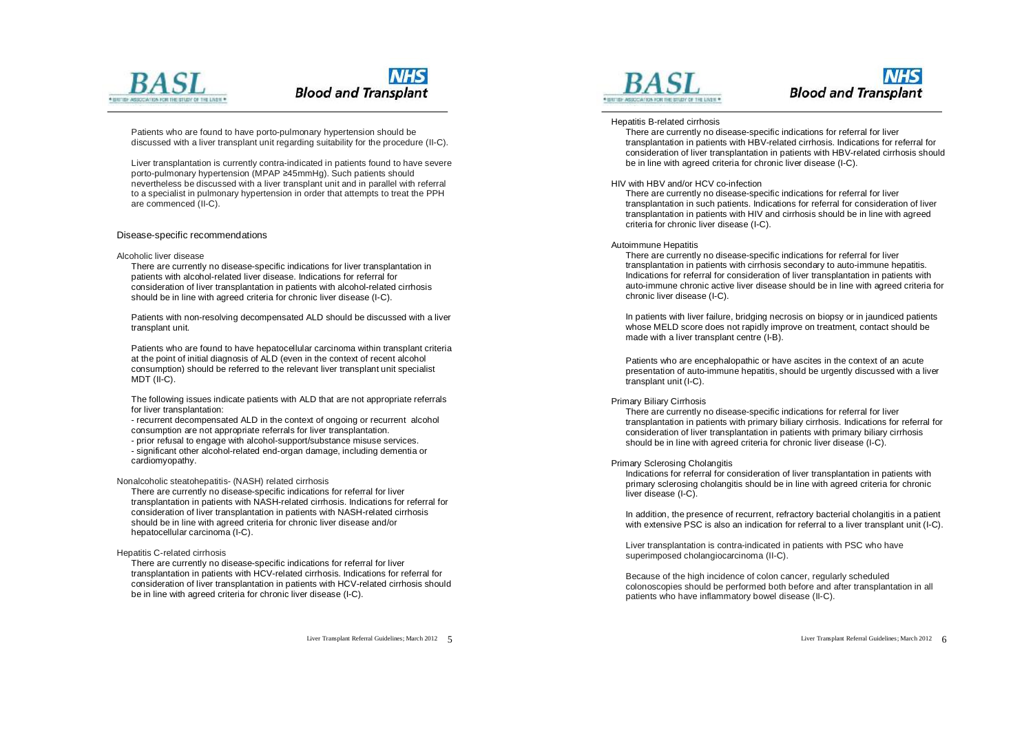Patients who are found to have porto-pulmonary hypertension should be discussed with a liver transplant unit regarding suitability for the procedure (II-C).

Liver transplantation is currently contra-indicated in patients found to have severe porto-pulmonary hypertension (MPAP ≥45mmHg). Such patients should nevertheless be discussed with a liver transplant unit and in parallel with referral to a specialist in pulmonary hypertension in order that attempts to treat the PPH are commenced (II-C).

## Disease-specific recommendations

### Alcoholic liver disease

There are currently no disease-specific indications for liver transplantation in patients with alcohol-related liver disease. Indications for referral for consideration of liver transplantation in patients with alcohol-related cirrhosis should be in line with agreed criteria for chronic liver disease (I-C).

Patients with non-resolving decompensated ALD should be discussed with a liver transplant unit.

Patients who are found to have hepatocellular carcinoma within transplant criteria at the point of initial diagnosis of ALD (even in the context of recent alcohol consumption) should be referred to the relevant liver transplant unit specialist MDT (II-C).

The following issues indicate patients with ALD that are not appropriate referrals for liver transplantation:

- recurrent decompensated ALD in the context of ongoing or recurrent alcohol consumption are not appropriate referrals for liver transplantation.
- prior refusal to engage with alcohol-support/substance misuse services.
- significant other alcohol-related end-organ damage, including dementia or cardiomyopathy.

### Nonalcoholic steatohepatitis- (NASH) related cirrhosis

There are currently no disease-specific indications for referral for liver transplantation in patients with NASH-related cirrhosis. Indications for referral for consideration of liver transplantation in patients with NASH-related cirrhosis should be in line with agreed criteria for chronic liver disease and/or hepatocellular carcinoma (I-C).

### Hepatitis C-related cirrhosis

There are currently no disease-specific indications for referral for liver transplantation in patients with HCV-related cirrhosis. Indications for referral for consideration of liver transplantation in patients with HCV-related cirrhosis should be in line with agreed criteria for chronic liver disease (I-C).

### Hepatitis B-related cirrhosis

There are currently no disease-specific indications for referral for liver transplantation in patients with HBV-related cirrhosis. Indications for referral for consideration of liver transplantation in patients with HBV-related cirrhosis should be in line with agreed criteria for chronic liver disease (I-C).

### HIV with HBV and/or HCV co-infection

There are currently no disease-specific indications for referral for liver transplantation in such patients. Indications for referral for consideration of liver transplantation in patients with HIV and cirrhosis should be in line with agreed criteria for chronic liver disease (I-C).

### Autoimmune Hepatitis

There are currently no disease-specific indications for referral for liver transplantation in patients with cirrhosis secondary to auto-immune hepatitis. Indications for referral for consideration of liver transplantation in patients with auto-immune chronic active liver disease should be in line with agreed criteria for chronic liver disease (I-C).

In patients with liver failure, bridging necrosis on biopsy or in jaundiced patients whose MELD score does not rapidly improve on treatment, contact should be made with a liver transplant centre (I-B).

Patients who are encephalopathic or have ascites in the context of an acute presentation of auto-immune hepatitis, should be urgently discussed with a liver transplant unit (I-C).

### Primary Biliary Cirrhosis

There are currently no disease-specific indications for referral for liver transplantation in patients with primary biliary cirrhosis. Indications for referral for consideration of liver transplantation in patients with primary biliary cirrhosis should be in line with agreed criteria for chronic liver disease (I-C).

### Primary Sclerosing Cholangitis

Indications for referral for consideration of liver transplantation in patients with primary sclerosing cholangitis should be in line with agreed criteria for chronic liver disease (I-C).

In addition, the presence of recurrent, refractory bacterial cholangitis in a patient with extensive PSC is also an indication for referral to a liver transplant unit (I-C).

Liver transplantation is contra-indicated in patients with PSC who have superimposed cholangiocarcinoma (II-C).

Because of the high incidence of colon cancer, regularly scheduled colonoscopies should be performed both before and after transplantation in all patients who have inflammatory bowel disease (II-C).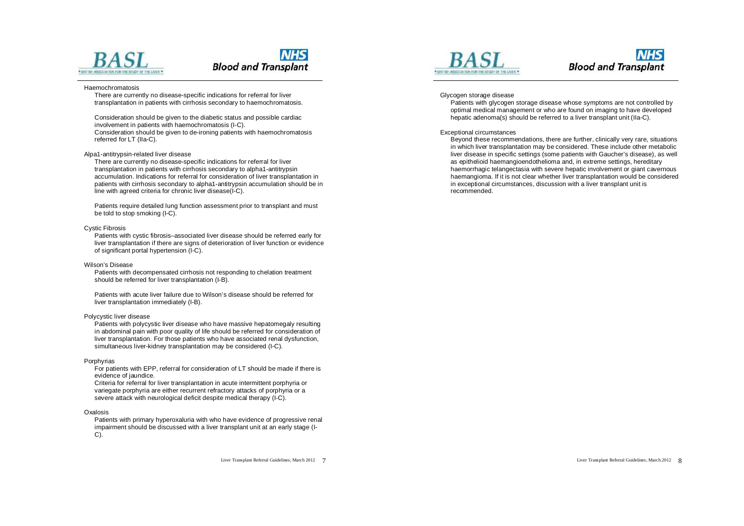Haemochromatosis

There are currently no disease-specific indications for referral for liver transplantation in patients with cirrhosis secondary to haemochromatosis.

Consideration should be given to the diabetic status and possible cardiac involvement in patients with haemochromatosis (I-C).
Consideration should be given to de-ironing patients with haemochromatosis referred for LT (IIa-C).

Alpa1-antitrypsin-related liver disease

There are currently no disease-specific indications for referral for liver transplantation in patients with cirrhosis secondary to alpha1-antitrypsin accumulation. Indications for referral for consideration of liver transplantation in patients with cirrhosis secondary to alpha1-antitrypsin accumulation should be in line with agreed criteria for chronic liver disease(I-C).

Patients require detailed lung function assessment prior to transplant and must be told to stop smoking (I-C).

Cystic Fibrosis

Patients with cystic fibrosis–associated liver disease should be referred early for liver transplantation if there are signs of deterioration of liver function or evidence of significant portal hypertension (I-C).

Wilson's Disease

Patients with decompensated cirrhosis not responding to chelation treatment should be referred for liver transplantation (I-B).

Patients with acute liver failure due to Wilson's disease should be referred for liver transplantation immediately (I-B).

Polycystic liver disease

Patients with polycystic liver disease who have massive hepatomegaly resulting in abdominal pain with poor quality of life should be referred for consideration of liver transplantation. For those patients who have associated renal dysfunction, simultaneous liver-kidney transplantation may be considered (I-C).

Porphyrias

For patients with EPP, referral for consideration of LT should be made if there is evidence of jaundice.
Criteria for referral for liver transplantation in acute intermittent porphyria or variegate porphyria are either recurrent refractory attacks of porphyria or a severe attack with neurological deficit despite medical therapy (I-C).

Oxalosis

Patients with primary hyperoxaluria with who have evidence of progressive renal impairment should be discussed with a liver transplant unit at an early stage (I-C).

Glycogen storage disease

Patients with glycogen storage disease whose symptoms are not controlled by optimal medical management or who are found on imaging to have developed hepatic adenoma(s) should be referred to a liver transplant unit (IIa-C).

Exceptional circumstances

Beyond these recommendations, there are further, clinically very rare, situations in which liver transplantation may be considered. These include other metabolic liver disease in specific settings (some patients with Gaucher's disease), as well as epithelioid haemangioendothelioma and, in extreme settings, hereditary haemorrhagic telangectasia with severe hepatic involvement or giant cavernous haemangioma. If it is not clear whether liver transplantation would be considered in exceptional circumstances, discussion with a liver transplant unit is recommended.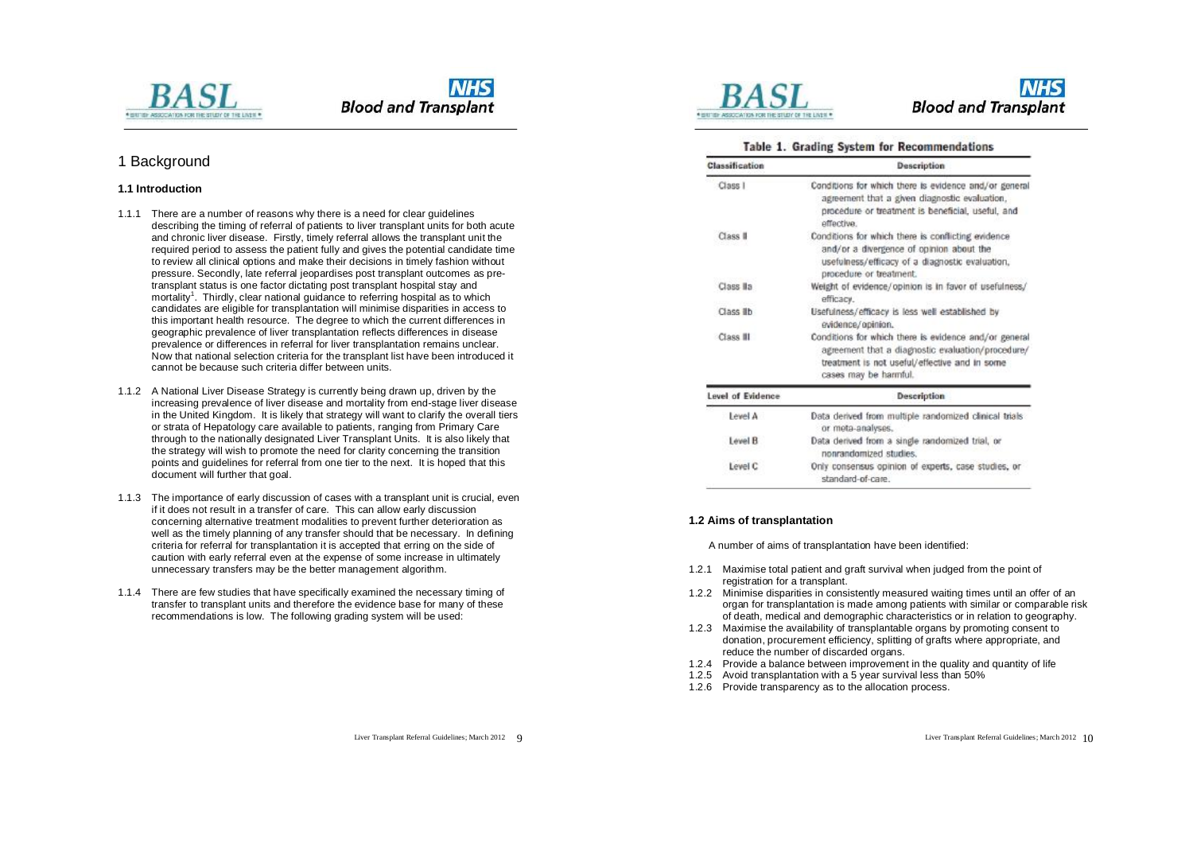# 1 Background

## 1.1 Introduction

1.1.1 There are a number of reasons why there is a need for clear guidelines describing the timing of referral of patients to liver transplant units for both acute and chronic liver disease. Firstly, timely referral allows the transplant unit the required period to assess the patient fully and gives the potential candidate time to review all clinical options and make their decisions in timely fashion without pressure. Secondly, late referral jeopardises post transplant outcomes as pre-transplant status is one factor dictating post transplant hospital stay and mortality[1]. Thirdly, clear national guidance to referring hospital as to which candidates are eligible for transplantation will minimise disparities in access to this important health resource. The degree to which the current differences in geographic prevalence of liver transplantation reflects differences in disease prevalence or differences in referral for liver transplantation remains unclear. Now that national selection criteria for the transplant list have been introduced it cannot be because such criteria differ between units.

1.1.2 A National Liver Disease Strategy is currently being drawn up, driven by the increasing prevalence of liver disease and mortality from end-stage liver disease in the United Kingdom. It is likely that strategy will want to clarify the overall tiers or strata of Hepatology care available to patients, ranging from Primary Care through to the nationally designated Liver Transplant Units. It is also likely that the strategy will wish to promote the need for clarity concerning the transition points and guidelines for referral from one tier to the next. It is hoped that this document will further that goal.

1.1.3 The importance of early discussion of cases with a transplant unit is crucial, even if it does not result in a transfer of care. This can allow early discussion concerning alternative treatment modalities to prevent further deterioration as well as the timely planning of any transfer should that be necessary. In defining criteria for referral for transplantation it is accepted that erring on the side of caution with early referral even at the expense of some increase in ultimately unnecessary transfers may be the better management algorithm.

1.1.4 There are few studies that have specifically examined the necessary timing of transfer to transplant units and therefore the evidence base for many of these recommendations is low. The following grading system will be used:

**Table 1. Grading System for Recommendations**

| Classification | Description |
|---|---|
| Class I | Conditions for which there is evidence and/or general agreement that a given diagnostic evaluation, procedure or treatment is beneficial, useful, and effective. |
| Class II | Conditions for which there is conflicting evidence and/or a divergence of opinion about the usefulness/efficacy of a diagnostic evaluation, procedure or treatment. |
| Class IIa | Weight of evidence/opinion is in favor of usefulness/efficacy. |
| Class IIb | Usefulness/efficacy is less well established by evidence/opinion. |
| Class III | Conditions for which there is evidence and/or general agreement that a diagnostic evaluation/procedure/treatment is not useful/effective and in some cases may be harmful. |
| **Level of Evidence** | **Description** |
| Level A | Data derived from multiple randomized clinical trials or meta-analyses. |
| Level B | Data derived from a single randomized trial, or nonrandomized studies. |
| Level C | Only consensus opinion of experts, case studies, or standard-of-care. |

## 1.2 Aims of transplantation

A number of aims of transplantation have been identified:

1.2.1 Maximise total patient and graft survival when judged from the point of registration for a transplant.
1.2.2 Minimise disparities in consistently measured waiting times until an offer of an organ for transplantation is made among patients with similar or comparable risk of death, medical and demographic characteristics or in relation to geography.
1.2.3 Maximise the availability of transplantable organs by promoting consent to donation, procurement efficiency, splitting of grafts where appropriate, and reduce the number of discarded organs.
1.2.4 Provide a balance between improvement in the quality and quantity of life
1.2.5 Avoid transplantation with a 5 year survival less than 50%
1.2.6 Provide transparency as to the allocation process.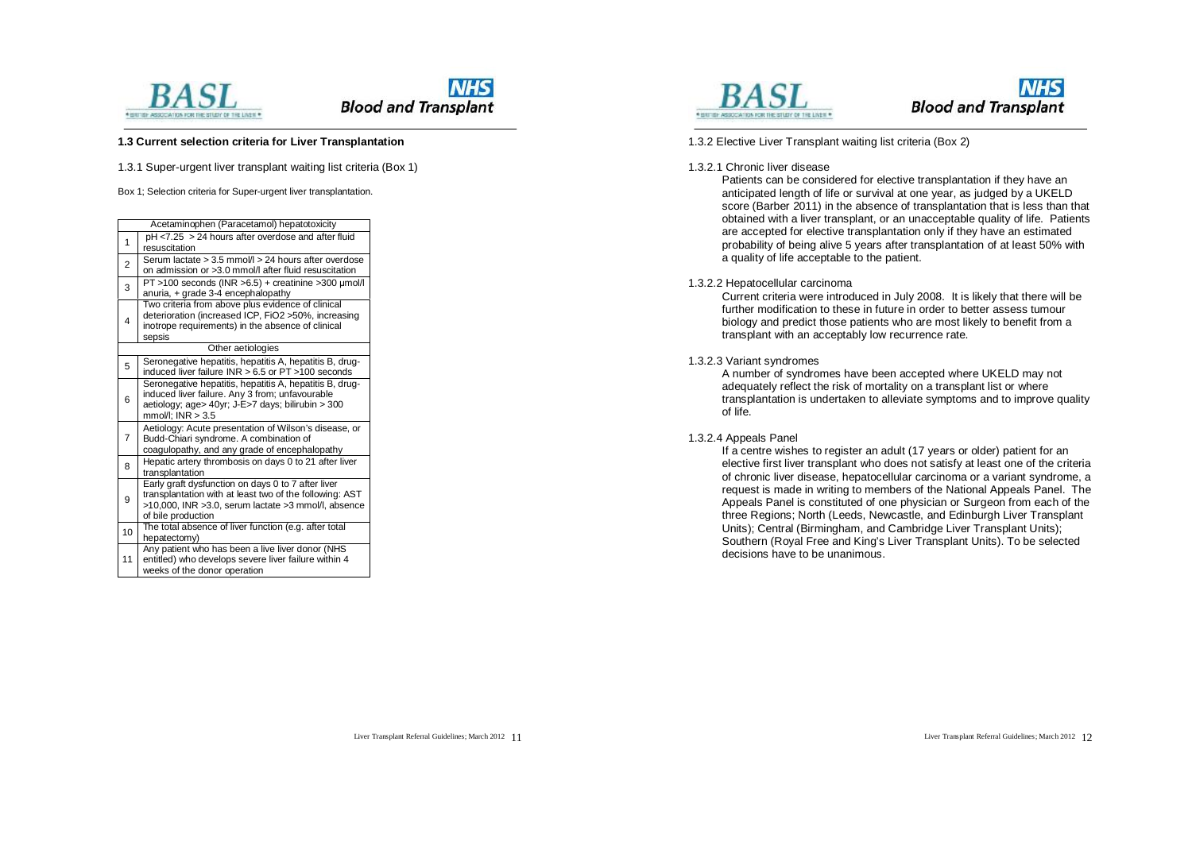### 1.3 Current selection criteria for Liver Transplantation

1.3.1 Super-urgent liver transplant waiting list criteria (Box 1)

Box 1; Selection criteria for Super-urgent liver transplantation.

| | Acetaminophen (Paracetamol) hepatotoxicity |
|---|---|
| 1 | pH <7.25 > 24 hours after overdose and after fluid resuscitation |
| 2 | Serum lactate > 3.5 mmol/l > 24 hours after overdose on admission or >3.0 mmol/l after fluid resuscitation |
| 3 | PT >100 seconds (INR >6.5) + creatinine >300 µmol/l anuria, + grade 3-4 encephalopathy |
| 4 | Two criteria from above plus evidence of clinical deterioration (increased ICP, FiO2 >50%, increasing inotrope requirements) in the absence of clinical sepsis |
| | Other aetiologies |
| 5 | Seronegative hepatitis, hepatitis A, hepatitis B, drug-induced liver failure INR > 6.5 or PT >100 seconds |
| 6 | Seronegative hepatitis, hepatitis A, hepatitis B, drug-induced liver failure. Any 3 from; unfavourable aetiology; age> 40yr; J-E>7 days; bilirubin > 300 mmol/l; INR > 3.5 |
| 7 | Aetiology: Acute presentation of Wilson's disease, or Budd-Chiari syndrome. A combination of coagulopathy, and any grade of encephalopathy |
| 8 | Hepatic artery thrombosis on days 0 to 21 after liver transplantation |
| 9 | Early graft dysfunction on days 0 to 7 after liver transplantation with at least two of the following: AST >10,000, INR >3.0, serum lactate >3 mmol/l, absence of bile production |
| 10 | The total absence of liver function (e.g. after total hepatectomy) |
| 11 | Any patient who has been a live liver donor (NHS entitled) who develops severe liver failure within 4 weeks of the donor operation |

1.3.2 Elective Liver Transplant waiting list criteria (Box 2)

1.3.2.1 Chronic liver disease

Patients can be considered for elective transplantation if they have an anticipated length of life or survival at one year, as judged by a UKELD score (Barber 2011) in the absence of transplantation that is less than that obtained with a liver transplant, or an unacceptable quality of life. Patients are accepted for elective transplantation only if they have an estimated probability of being alive 5 years after transplantation of at least 50% with a quality of life acceptable to the patient.

1.3.2.2 Hepatocellular carcinoma

Current criteria were introduced in July 2008. It is likely that there will be further modification to these in future in order to better assess tumour biology and predict those patients who are most likely to benefit from a transplant with an acceptably low recurrence rate.

1.3.2.3 Variant syndromes

A number of syndromes have been accepted where UKELD may not adequately reflect the risk of mortality on a transplant list or where transplantation is undertaken to alleviate symptoms and to improve quality of life.

1.3.2.4 Appeals Panel

If a centre wishes to register an adult (17 years or older) patient for an elective first liver transplant who does not satisfy at least one of the criteria of chronic liver disease, hepatocellular carcinoma or a variant syndrome, a request is made in writing to members of the National Appeals Panel. The Appeals Panel is constituted of one physician or Surgeon from each of the three Regions; North (Leeds, Newcastle, and Edinburgh Liver Transplant Units); Central (Birmingham, and Cambridge Liver Transplant Units); Southern (Royal Free and King's Liver Transplant Units). To be selected decisions have to be unanimous.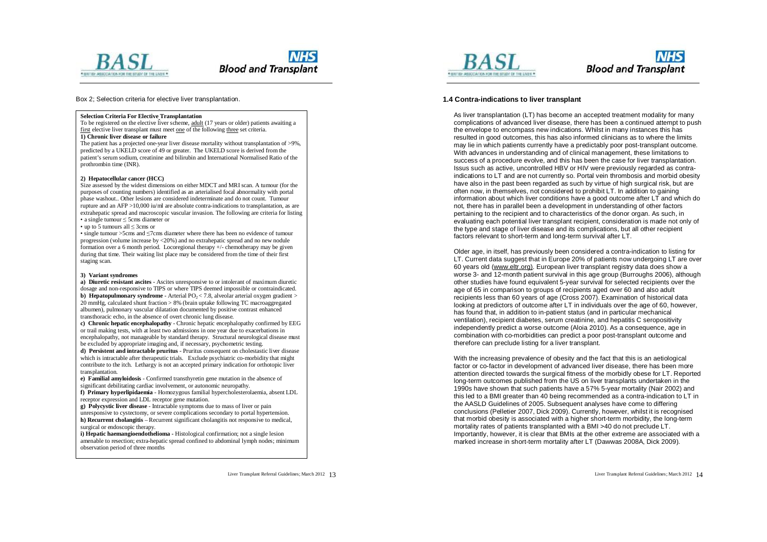Box 2; Selection criteria for elective liver transplantation.

**Selection Criteria For Elective Transplantation**

To be registered on the elective liver scheme, adult (17 years or older) patients awaiting a first elective liver transplant must meet one of the following three set criteria.

**1) Chronic liver disease or failure**

The patient has a projected one-year liver disease mortality without transplantation of >9%, predicted by a UKELD score of 49 or greater. The UKELD score is derived from the patient's serum sodium, creatinine and bilirubin and International Normalised Ratio of the prothrombin time (INR).

**2) Hepatocellular cancer (HCC)**

Size assessed by the widest dimensions on either MDCT and MRI scan. A tumour (for the purposes of counting numbers) identified as an arterialised focal abnormality with portal phase washout.. Other lesions are considered indeterminate and do not count. Tumour rupture and an AFP >10,000 iu/ml are absolute contra-indications to transplantation, as are extrahepatic spread and macroscopic vascular invasion. The following are criteria for listing

- a single tumour ≤ 5cms diameter or
- up to 5 tumours all ≤ 3cms or
- single tumour >5cms and ≤7cms diameter where there has been no evidence of tumour progression (volume increase by <20%) and no extrahepatic spread and no new nodule formation over a 6 month period. Locoregional therapy +/- chemotherapy may be given during that time. Their waiting list place may be considered from the time of their first staging scan.

**3) Variant syndromes**

**a) Diuretic resistant ascites** - Ascites unresponsive to or intolerant of maximum diuretic dosage and non-responsive to TIPS or where TIPS deemed impossible or contraindicated.

**b) Hepatopulmonary syndrome** - Arterial $PO_2$ < 7.8, alveolar arterial oxygen gradient > 20 mmHg, calculated shunt fraction > 8% (brain uptake following TC macroaggregated albumen), pulmonary vascular dilatation documented by positive contrast enhanced transthoracic echo, in the absence of overt chronic lung disease.

**c) Chronic hepatic encephalopathy** - Chronic hepatic encephalopathy confirmed by EEG or trail making tests, with at least two admissions in one year due to exacerbations in encephalopathy, not manageable by standard therapy. Structural neurological disease must be excluded by appropriate imaging and, if necessary, psychometric testing.

**d) Persistent and intractable pruritus** - Pruritus consequent on cholestastic liver disease which is intractable after therapeutic trials. Exclude psychiatric co-morbidity that might contribute to the itch. Lethargy is not an accepted primary indication for orthotopic liver transplantation.

**e) Familial amyloidosis** - Confirmed transthyretin gene mutation in the absence of significant debilitating cardiac involvement, or autonomic neuropathy.

**f) Primary hyperlipidaemia** - Homozygous familial hypercholesterolaemia, absent LDL receptor expression and LDL receptor gene mutation.

**g) Polycystic liver disease** - Intractable symptoms due to mass of liver or pain unresponsive to cystectomy, or severe complications secondary to portal hypertension.

**h) Recurrent cholangitis** – Recurrent significant cholangitis not responsive to medical, surgical or endoscopic therapy.

**i) Hepatic haemangioendothelioma** - Histological confirmation; not a single lesion amenable to resection; extra-hepatic spread confined to abdominal lymph nodes; minimum observation period of three months

### 1.4 Contra-indications to liver transplant

As liver transplantation (LT) has become an accepted treatment modality for many complications of advanced liver disease, there has been a continued attempt to push the envelope to encompass new indications. Whilst in many instances this has resulted in good outcomes, this has also informed clinicians as to where the limits may lie in which patients currently have a predictably poor post-transplant outcome. With advances in understanding and of clinical management, these limitations to success of a procedure evolve, and this has been the case for liver transplantation. Issus such as active, uncontrolled HBV or HIV were previously regarded as contra-indications to LT and are not currently so. Portal vein thrombosis and morbid obesity have also in the past been regarded as such by virtue of high surgical risk, but are often now, in themselves, not considered to prohibit LT. In addition to gaining information about which liver conditions have a good outcome after LT and which do not, there has in parallel been a development in understanding of other factors pertaining to the recipient and to characteristics of the donor organ. As such, in evaluating each potential liver transplant recipient, consideration is made not only of the type and stage of liver disease and its complications, but all other recipient factors relevant to short-term and long-term survival after LT.

Older age, in itself, has previously been considered a contra-indication to listing for LT. Current data suggest that in Europe 20% of patients now undergoing LT are over 60 years old (www.eltr.org). European liver transplant registry data does show a worse 3- and 12-month patient survival in this age group (Burroughs 2006), although other studies have found equivalent 5-year survival for selected recipients over the age of 65 in comparison to groups of recipients aged over 60 and also adult recipients less than 60 years of age (Cross 2007). Examination of historical data looking at predictors of outcome after LT in individuals over the age of 60, however, has found that, in addition to in-patient status (and in particular mechanical ventilation), recipient diabetes, serum creatinine, and hepatitis C seropositivity independently predict a worse outcome (Aloia 2010). As a consequence, age in combination with co-morbidities can predict a poor post-transplant outcome and therefore can preclude listing for a liver transplant.

With the increasing prevalence of obesity and the fact that this is an aetiological factor or co-factor in development of advanced liver disease, there has been more attention directed towards the surgical fitness of the morbidly obese for LT. Reported long-term outcomes published from the US on liver transplants undertaken in the 1990s have shown that such patients have a 57% 5-year mortality (Nair 2002) and this led to a BMI greater than 40 being recommended as a contra-indication to LT in the AASLD Guidelines of 2005. Subsequent analyses have come to differing conclusions (Pelletier 2007, Dick 2009). Currently, however, whilst it is recognised that morbid obesity is associated with a higher short-term morbidity, the long-term mortality rates of patients transplanted with a BMI >40 do not preclude LT. Importantly, however, it is clear that BMIs at the other extreme are associated with a marked increase in short-term mortality after LT (Dawwas 2008A, Dick 2009).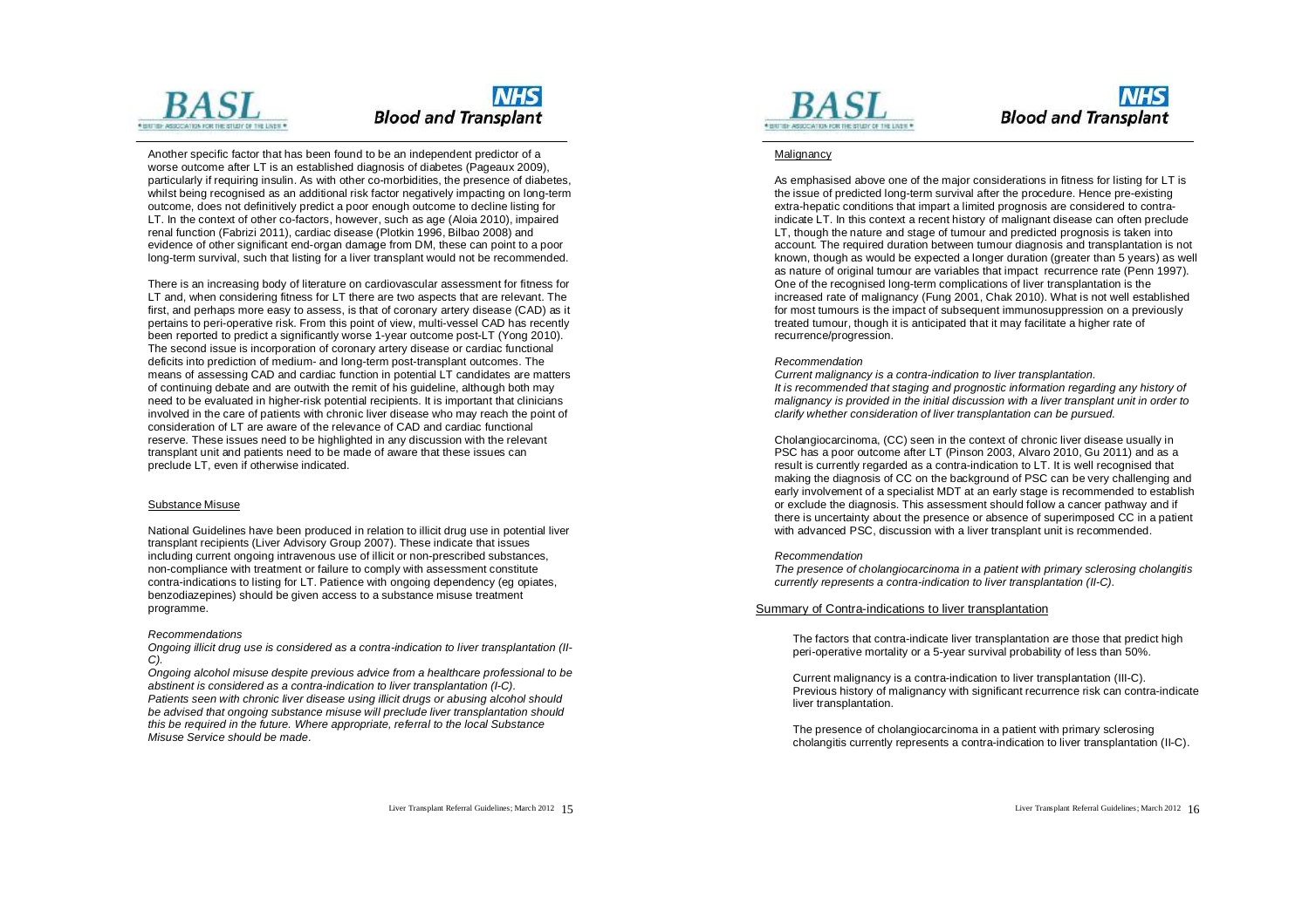Another specific factor that has been found to be an independent predictor of a worse outcome after LT is an established diagnosis of diabetes (Pageaux 2009), particularly if requiring insulin. As with other co-morbidities, the presence of diabetes, whilst being recognised as an additional risk factor negatively impacting on long-term outcome, does not definitively predict a poor enough outcome to decline listing for LT. In the context of other co-factors, however, such as age (Aloia 2010), impaired renal function (Fabrizi 2011), cardiac disease (Plotkin 1996, Bilbao 2008) and evidence of other significant end-organ damage from DM, these can point to a poor long-term survival, such that listing for a liver transplant would not be recommended.

There is an increasing body of literature on cardiovascular assessment for fitness for LT and, when considering fitness for LT there are two aspects that are relevant. The first, and perhaps more easy to assess, is that of coronary artery disease (CAD) as it pertains to peri-operative risk. From this point of view, multi-vessel CAD has recently been reported to predict a significantly worse 1-year outcome post-LT (Yong 2010). The second issue is incorporation of coronary artery disease or cardiac functional deficits into prediction of medium- and long-term post-transplant outcomes. The means of assessing CAD and cardiac function in potential LT candidates are matters of continuing debate and are outwith the remit of his guideline, although both may need to be evaluated in higher-risk potential recipients. It is important that clinicians involved in the care of patients with chronic liver disease who may reach the point of consideration of LT are aware of the relevance of CAD and cardiac functional reserve. These issues need to be highlighted in any discussion with the relevant transplant unit and patients need to be made of aware that these issues can preclude LT, even if otherwise indicated.

## Substance Misuse

National Guidelines have been produced in relation to illicit drug use in potential liver transplant recipients (Liver Advisory Group 2007). These indicate that issues including current ongoing intravenous use of illicit or non-prescribed substances, non-compliance with treatment or failure to comply with assessment constitute contra-indications to listing for LT. Patience with ongoing dependency (eg opiates, benzodiazepines) should be given access to a substance misuse treatment programme.

*Recommendations*

*Ongoing illicit drug use is considered as a contra-indication to liver transplantation (II-C).*

*Ongoing alcohol misuse despite previous advice from a healthcare professional to be abstinent is considered as a contra-indication to liver transplantation (I-C).*

*Patients seen with chronic liver disease using illicit drugs or abusing alcohol should be advised that ongoing substance misuse will preclude liver transplantation should this be required in the future. Where appropriate, referral to the local Substance Misuse Service should be made.*

## Malignancy

As emphasised above one of the major considerations in fitness for listing for LT is the issue of predicted long-term survival after the procedure. Hence pre-existing extra-hepatic conditions that impart a limited prognosis are considered to contra-indicate LT. In this context a recent history of malignant disease can often preclude LT, though the nature and stage of tumour and predicted prognosis is taken into account. The required duration between tumour diagnosis and transplantation is not known, though as would be expected a longer duration (greater than 5 years) as well as nature of original tumour are variables that impact recurrence rate (Penn 1997). One of the recognised long-term complications of liver transplantation is the increased rate of malignancy (Fung 2001, Chak 2010). What is not well established for most tumours is the impact of subsequent immunosuppression on a previously treated tumour, though it is anticipated that it may facilitate a higher rate of recurrence/progression.

*Recommendation*

*Current malignancy is a contra-indication to liver transplantation.*

*It is recommended that staging and prognostic information regarding any history of malignancy is provided in the initial discussion with a liver transplant unit in order to clarify whether consideration of liver transplantation can be pursued.*

Cholangiocarcinoma, (CC) seen in the context of chronic liver disease usually in PSC has a poor outcome after LT (Pinson 2003, Alvaro 2010, Gu 2011) and as a result is currently regarded as a contra-indication to LT. It is well recognised that making the diagnosis of CC on the background of PSC can be very challenging and early involvement of a specialist MDT at an early stage is recommended to establish or exclude the diagnosis. This assessment should follow a cancer pathway and if there is uncertainty about the presence or absence of superimposed CC in a patient with advanced PSC, discussion with a liver transplant unit is recommended.

*Recommendation*

*The presence of cholangiocarcinoma in a patient with primary sclerosing cholangitis currently represents a contra-indication to liver transplantation (II-C).*

## Summary of Contra-indications to liver transplantation

The factors that contra-indicate liver transplantation are those that predict high peri-operative mortality or a 5-year survival probability of less than 50%.

Current malignancy is a contra-indication to liver transplantation (III-C). Previous history of malignancy with significant recurrence risk can contra-indicate liver transplantation.

The presence of cholangiocarcinoma in a patient with primary sclerosing cholangitis currently represents a contra-indication to liver transplantation (II-C).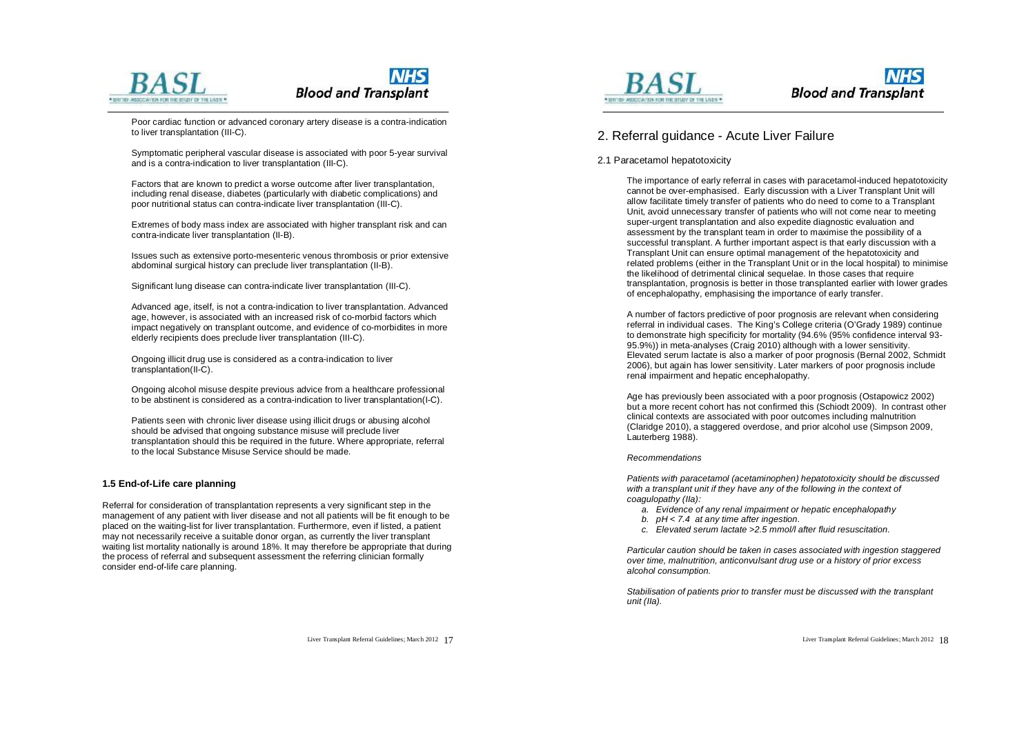Poor cardiac function or advanced coronary artery disease is a contra-indication to liver transplantation (III-C).

Symptomatic peripheral vascular disease is associated with poor 5-year survival and is a contra-indication to liver transplantation (III-C).

Factors that are known to predict a worse outcome after liver transplantation, including renal disease, diabetes (particularly with diabetic complications) and poor nutritional status can contra-indicate liver transplantation (III-C).

Extremes of body mass index are associated with higher transplant risk and can contra-indicate liver transplantation (II-B).

Issues such as extensive porto-mesenteric venous thrombosis or prior extensive abdominal surgical history can preclude liver transplantation (II-B).

Significant lung disease can contra-indicate liver transplantation (III-C).

Advanced age, itself, is not a contra-indication to liver transplantation. Advanced age, however, is associated with an increased risk of co-morbid factors which impact negatively on transplant outcome, and evidence of co-morbidites in more elderly recipients does preclude liver transplantation (III-C).

Ongoing illicit drug use is considered as a contra-indication to liver transplantation(II-C).

Ongoing alcohol misuse despite previous advice from a healthcare professional to be abstinent is considered as a contra-indication to liver transplantation(I-C).

Patients seen with chronic liver disease using illicit drugs or abusing alcohol should be advised that ongoing substance misuse will preclude liver transplantation should this be required in the future. Where appropriate, referral to the local Substance Misuse Service should be made.

### 1.5 End-of-Life care planning

Referral for consideration of transplantation represents a very significant step in the management of any patient with liver disease and not all patients will be fit enough to be placed on the waiting-list for liver transplantation. Furthermore, even if listed, a patient may not necessarily receive a suitable donor organ, as currently the liver transplant waiting list mortality nationally is around 18%. It may therefore be appropriate that during the process of referral and subsequent assessment the referring clinician formally consider end-of-life care planning.

## 2. Referral guidance - Acute Liver Failure

### 2.1 Paracetamol hepatotoxicity

The importance of early referral in cases with paracetamol-induced hepatotoxicity cannot be over-emphasised. Early discussion with a Liver Transplant Unit will allow facilitate timely transfer of patients who do need to come to a Transplant Unit, avoid unnecessary transfer of patients who will not come near to meeting super-urgent transplantation and also expedite diagnostic evaluation and assessment by the transplant team in order to maximise the possibility of a successful transplant. A further important aspect is that early discussion with a Transplant Unit can ensure optimal management of the hepatotoxicity and related problems (either in the Transplant Unit or in the local hospital) to minimise the likelihood of detrimental clinical sequelae. In those cases that require transplantation, prognosis is better in those transplanted earlier with lower grades of encephalopathy, emphasising the importance of early transfer.

A number of factors predictive of poor prognosis are relevant when considering referral in individual cases. The King's College criteria (O'Grady 1989) continue to demonstrate high specificity for mortality (94.6% (95% confidence interval 93-95.9%)) in meta-analyses (Craig 2010) although with a lower sensitivity. Elevated serum lactate is also a marker of poor prognosis (Bernal 2002, Schmidt 2006), but again has lower sensitivity. Later markers of poor prognosis include renal impairment and hepatic encephalopathy.

Age has previously been associated with a poor prognosis (Ostapowicz 2002) but a more recent cohort has not confirmed this (Schiodt 2009). In contrast other clinical contexts are associated with poor outcomes including malnutrition (Claridge 2010), a staggered overdose, and prior alcohol use (Simpson 2009, Lauterberg 1988).

*Recommendations*

*Patients with paracetamol (acetaminophen) hepatotoxicity should be discussed with a transplant unit if they have any of the following in the context of coagulopathy (IIa):*

- a. *Evidence of any renal impairment or hepatic encephalopathy*
- b. *pH < 7.4 at any time after ingestion.*
- c. *Elevated serum lactate >2.5 mmol/l after fluid resuscitation.*

*Particular caution should be taken in cases associated with ingestion staggered over time, malnutrition, anticonvulsant drug use or a history of prior excess alcohol consumption.*

*Stabilisation of patients prior to transfer must be discussed with the transplant unit (IIa).*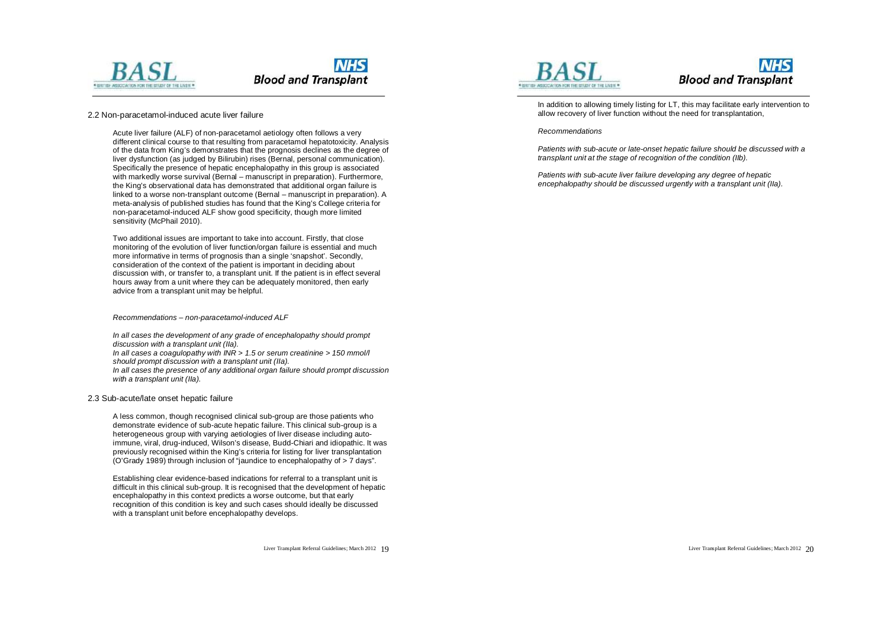## 2.2 Non-paracetamol-induced acute liver failure

Acute liver failure (ALF) of non-paracetamol aetiology often follows a very different clinical course to that resulting from paracetamol hepatotoxicity. Analysis of the data from King's demonstrates that the prognosis declines as the degree of liver dysfunction (as judged by Bilirubin) rises (Bernal, personal communication). Specifically the presence of hepatic encephalopathy in this group is associated with markedly worse survival (Bernal – manuscript in preparation). Furthermore, the King's observational data has demonstrated that additional organ failure is linked to a worse non-transplant outcome (Bernal – manuscript in preparation). A meta-analysis of published studies has found that the King's College criteria for non-paracetamol-induced ALF show good specificity, though more limited sensitivity (McPhail 2010).

Two additional issues are important to take into account. Firstly, that close monitoring of the evolution of liver function/organ failure is essential and much more informative in terms of prognosis than a single 'snapshot'. Secondly, consideration of the context of the patient is important in deciding about discussion with, or transfer to, a transplant unit. If the patient is in effect several hours away from a unit where they can be adequately monitored, then early advice from a transplant unit may be helpful.

*Recommendations – non-paracetamol-induced ALF*

*In all cases the development of any grade of encephalopathy should prompt discussion with a transplant unit (IIa).*
*In all cases a coagulopathy with INR > 1.5 or serum creatinine > 150 mmol/l should prompt discussion with a transplant unit (IIa).*
*In all cases the presence of any additional organ failure should prompt discussion with a transplant unit (IIa).*

## 2.3 Sub-acute/late onset hepatic failure

A less common, though recognised clinical sub-group are those patients who demonstrate evidence of sub-acute hepatic failure. This clinical sub-group is a heterogeneous group with varying aetiologies of liver disease including auto-immune, viral, drug-induced, Wilson's disease, Budd-Chiari and idiopathic. It was previously recognised within the King's criteria for listing for liver transplantation (O'Grady 1989) through inclusion of "jaundice to encephalopathy of > 7 days".

Establishing clear evidence-based indications for referral to a transplant unit is difficult in this clinical sub-group. It is recognised that the development of hepatic encephalopathy in this context predicts a worse outcome, but that early recognition of this condition is key and such cases should ideally be discussed with a transplant unit before encephalopathy develops.

In addition to allowing timely listing for LT, this may facilitate early intervention to allow recovery of liver function without the need for transplantation,

*Recommendations*

*Patients with sub-acute or late-onset hepatic failure should be discussed with a transplant unit at the stage of recognition of the condition (IIb).*

*Patients with sub-acute liver failure developing any degree of hepatic encephalopathy should be discussed urgently with a transplant unit (IIa).*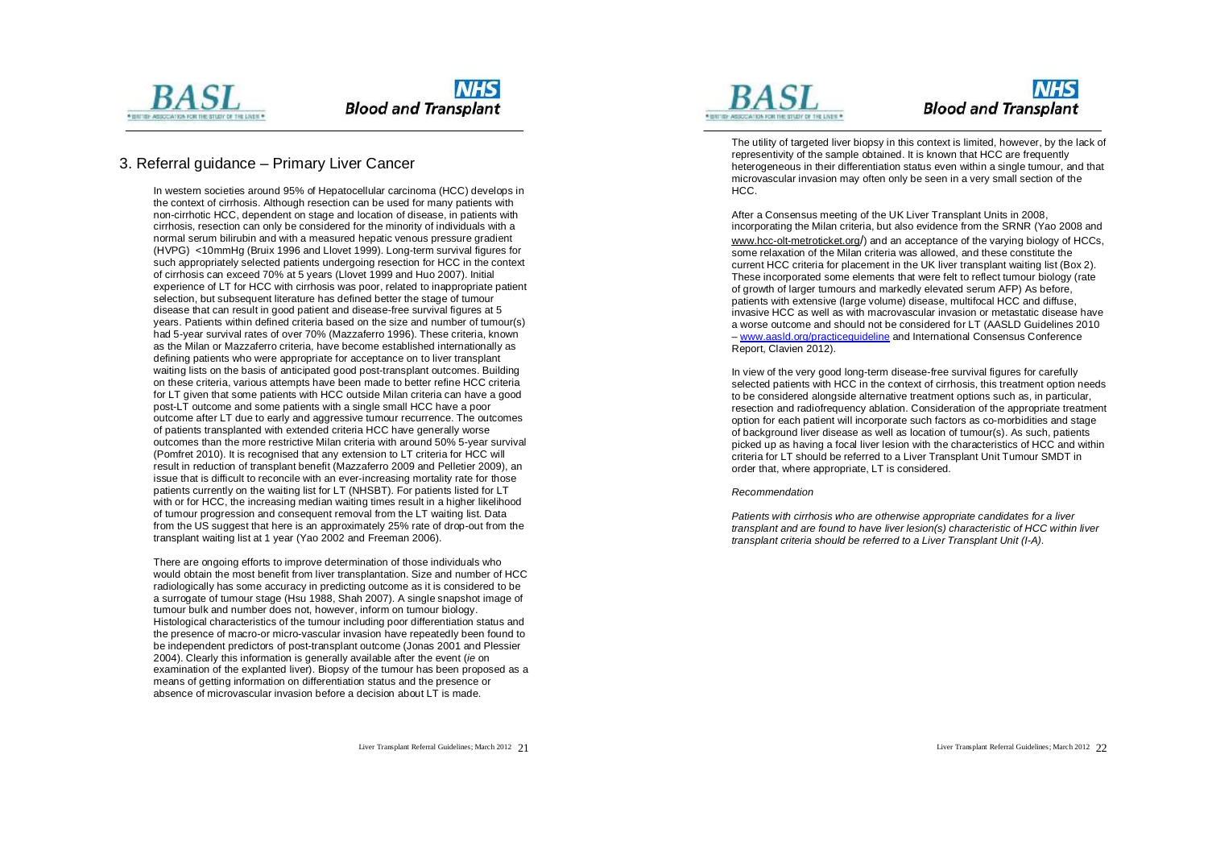## 3. Referral guidance – Primary Liver Cancer

In western societies around 95% of Hepatocellular carcinoma (HCC) develops in the context of cirrhosis. Although resection can be used for many patients with non-cirrhotic HCC, dependent on stage and location of disease, in patients with cirrhosis, resection can only be considered for the minority of individuals with a normal serum bilirubin and with a measured hepatic venous pressure gradient (HVPG) <10mmHg (Bruix 1996 and Llovet 1999). Long-term survival figures for such appropriately selected patients undergoing resection for HCC in the context of cirrhosis can exceed 70% at 5 years (Llovet 1999 and Huo 2007). Initial experience of LT for HCC with cirrhosis was poor, related to inappropriate patient selection, but subsequent literature has defined better the stage of tumour disease that can result in good patient and disease-free survival figures at 5 years. Patients within defined criteria based on the size and number of tumour(s) had 5-year survival rates of over 70% (Mazzaferro 1996). These criteria, known as the Milan or Mazzaferro criteria, have become established internationally as defining patients who were appropriate for acceptance on to liver transplant waiting lists on the basis of anticipated good post-transplant outcomes. Building on these criteria, various attempts have been made to better refine HCC criteria for LT given that some patients with HCC outside Milan criteria can have a good post-LT outcome and some patients with a single small HCC have a poor outcome after LT due to early and aggressive tumour recurrence. The outcomes of patients transplanted with extended criteria HCC have generally worse outcomes than the more restrictive Milan criteria with around 50% 5-year survival (Pomfret 2010). It is recognised that any extension to LT criteria for HCC will result in reduction of transplant benefit (Mazzaferro 2009 and Pelletier 2009), an issue that is difficult to reconcile with an ever-increasing mortality rate for those patients currently on the waiting list for LT (NHSBT). For patients listed for LT with or for HCC, the increasing median waiting times result in a higher likelihood of tumour progression and consequent removal from the LT waiting list. Data from the US suggest that here is an approximately 25% rate of drop-out from the transplant waiting list at 1 year (Yao 2002 and Freeman 2006).

There are ongoing efforts to improve determination of those individuals who would obtain the most benefit from liver transplantation. Size and number of HCC radiologically has some accuracy in predicting outcome as it is considered to be a surrogate of tumour stage (Hsu 1988, Shah 2007). A single snapshot image of tumour bulk and number does not, however, inform on tumour biology. Histological characteristics of the tumour including poor differentiation status and the presence of macro-or micro-vascular invasion have repeatedly been found to be independent predictors of post-transplant outcome (Jonas 2001 and Plessier 2004). Clearly this information is generally available after the event (*ie* on examination of the explanted liver). Biopsy of the tumour has been proposed as a means of getting information on differentiation status and the presence or absence of microvascular invasion before a decision about LT is made.

The utility of targeted liver biopsy in this context is limited, however, by the lack of representivity of the sample obtained. It is known that HCC are frequently heterogeneous in their differentiation status even within a single tumour, and that microvascular invasion may often only be seen in a very small section of the HCC.

After a Consensus meeting of the UK Liver Transplant Units in 2008, incorporating the Milan criteria, but also evidence from the SRNR (Yao 2008 and www.hcc-olt-metroticket.org/) and an acceptance of the varying biology of HCCs, some relaxation of the Milan criteria was allowed, and these constitute the current HCC criteria for placement in the UK liver transplant waiting list (Box 2). These incorporated some elements that were felt to reflect tumour biology (rate of growth of larger tumours and markedly elevated serum AFP) As before, patients with extensive (large volume) disease, multifocal HCC and diffuse, invasive HCC as well as with macrovascular invasion or metastatic disease have a worse outcome and should not be considered for LT (AASLD Guidelines 2010 – www.aasld.org/practiceguideline and International Consensus Conference Report, Clavien 2012).

In view of the very good long-term disease-free survival figures for carefully selected patients with HCC in the context of cirrhosis, this treatment option needs to be considered alongside alternative treatment options such as, in particular, resection and radiofrequency ablation. Consideration of the appropriate treatment option for each patient will incorporate such factors as co-morbidities and stage of background liver disease as well as location of tumour(s). As such, patients picked up as having a focal liver lesion with the characteristics of HCC and within criteria for LT should be referred to a Liver Transplant Unit Tumour SMDT in order that, where appropriate, LT is considered.

*Recommendation*

*Patients with cirrhosis who are otherwise appropriate candidates for a liver transplant and are found to have liver lesion(s) characteristic of HCC within liver transplant criteria should be referred to a Liver Transplant Unit (I-A).*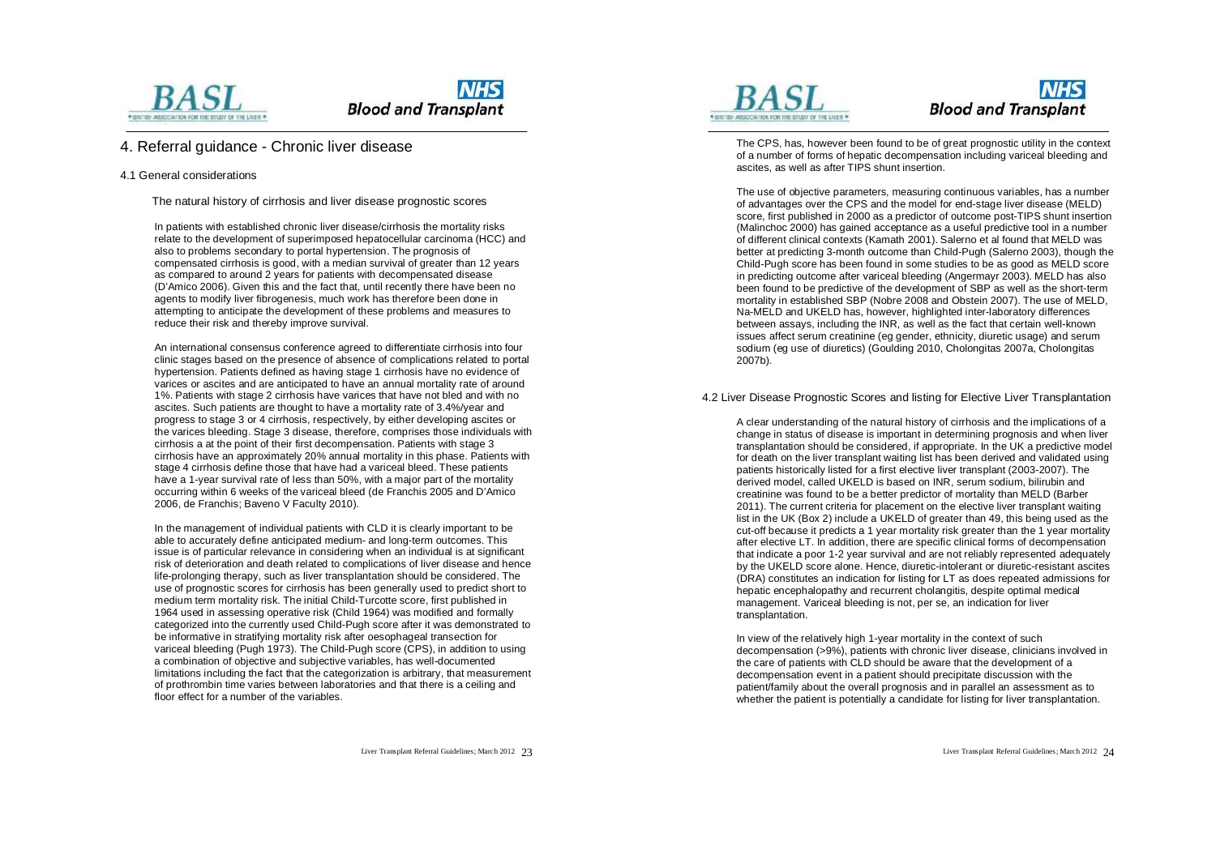# 4. Referral guidance - Chronic liver disease

## 4.1 General considerations

### The natural history of cirrhosis and liver disease prognostic scores

In patients with established chronic liver disease/cirrhosis the mortality risks relate to the development of superimposed hepatocellular carcinoma (HCC) and also to problems secondary to portal hypertension. The prognosis of compensated cirrhosis is good, with a median survival of greater than 12 years as compared to around 2 years for patients with decompensated disease (D'Amico 2006). Given this and the fact that, until recently there have been no agents to modify liver fibrogenesis, much work has therefore been done in attempting to anticipate the development of these problems and measures to reduce their risk and thereby improve survival.

An international consensus conference agreed to differentiate cirrhosis into four clinic stages based on the presence of absence of complications related to portal hypertension. Patients defined as having stage 1 cirrhosis have no evidence of varices or ascites and are anticipated to have an annual mortality rate of around 1%. Patients with stage 2 cirrhosis have varices that have not bled and with no ascites. Such patients are thought to have a mortality rate of 3.4%/year and progress to stage 3 or 4 cirrhosis, respectively, by either developing ascites or the varices bleeding. Stage 3 disease, therefore, comprises those individuals with cirrhosis a at the point of their first decompensation. Patients with stage 3 cirrhosis have an approximately 20% annual mortality in this phase. Patients with stage 4 cirrhosis define those that have had a variceal bleed. These patients have a 1-year survival rate of less than 50%, with a major part of the mortality occurring within 6 weeks of the variceal bleed (de Franchis 2005 and D'Amico 2006, de Franchis; Baveno V Faculty 2010).

In the management of individual patients with CLD it is clearly important to be able to accurately define anticipated medium- and long-term outcomes. This issue is of particular relevance in considering when an individual is at significant risk of deterioration and death related to complications of liver disease and hence life-prolonging therapy, such as liver transplantation should be considered. The use of prognostic scores for cirrhosis has been generally used to predict short to medium term mortality risk. The initial Child-Turcotte score, first published in 1964 used in assessing operative risk (Child 1964) was modified and formally categorized into the currently used Child-Pugh score after it was demonstrated to be informative in stratifying mortality risk after oesophageal transection for variceal bleeding (Pugh 1973). The Child-Pugh score (CPS), in addition to using a combination of objective and subjective variables, has well-documented limitations including the fact that the categorization is arbitrary, that measurement of prothrombin time varies between laboratories and that there is a ceiling and floor effect for a number of the variables.

The CPS, has, however been found to be of great prognostic utility in the context of a number of forms of hepatic decompensation including variceal bleeding and ascites, as well as after TIPS shunt insertion.

The use of objective parameters, measuring continuous variables, has a number of advantages over the CPS and the model for end-stage liver disease (MELD) score, first published in 2000 as a predictor of outcome post-TIPS shunt insertion (Malinchoc 2000) has gained acceptance as a useful predictive tool in a number of different clinical contexts (Kamath 2001). Salerno et al found that MELD was better at predicting 3-month outcome than Child-Pugh (Salerno 2003), though the Child-Pugh score has been found in some studies to be as good as MELD score in predicting outcome after variceal bleeding (Angermayr 2003). MELD has also been found to be predictive of the development of SBP as well as the short-term mortality in established SBP (Nobre 2008 and Obstein 2007). The use of MELD, Na-MELD and UKELD has, however, highlighted inter-laboratory differences between assays, including the INR, as well as the fact that certain well-known issues affect serum creatinine (eg gender, ethnicity, diuretic usage) and serum sodium (eg use of diuretics) (Goulding 2010, Cholongitas 2007a, Cholongitas 2007b).

## 4.2 Liver Disease Prognostic Scores and listing for Elective Liver Transplantation

A clear understanding of the natural history of cirrhosis and the implications of a change in status of disease is important in determining prognosis and when liver transplantation should be considered, if appropriate. In the UK a predictive model for death on the liver transplant waiting list has been derived and validated using patients historically listed for a first elective liver transplant (2003-2007). The derived model, called UKELD is based on INR, serum sodium, bilirubin and creatinine was found to be a better predictor of mortality than MELD (Barber 2011). The current criteria for placement on the elective liver transplant waiting list in the UK (Box 2) include a UKELD of greater than 49, this being used as the cut-off because it predicts a 1 year mortality risk greater than the 1 year mortality after elective LT. In addition, there are specific clinical forms of decompensation that indicate a poor 1-2 year survival and are not reliably represented adequately by the UKELD score alone. Hence, diuretic-intolerant or diuretic-resistant ascites (DRA) constitutes an indication for listing for LT as does repeated admissions for hepatic encephalopathy and recurrent cholangitis, despite optimal medical management. Variceal bleeding is not, per se, an indication for liver transplantation.

In view of the relatively high 1-year mortality in the context of such decompensation (>9%), patients with chronic liver disease, clinicians involved in the care of patients with CLD should be aware that the development of a decompensation event in a patient should precipitate discussion with the patient/family about the overall prognosis and in parallel an assessment as to whether the patient is potentially a candidate for listing for liver transplantation.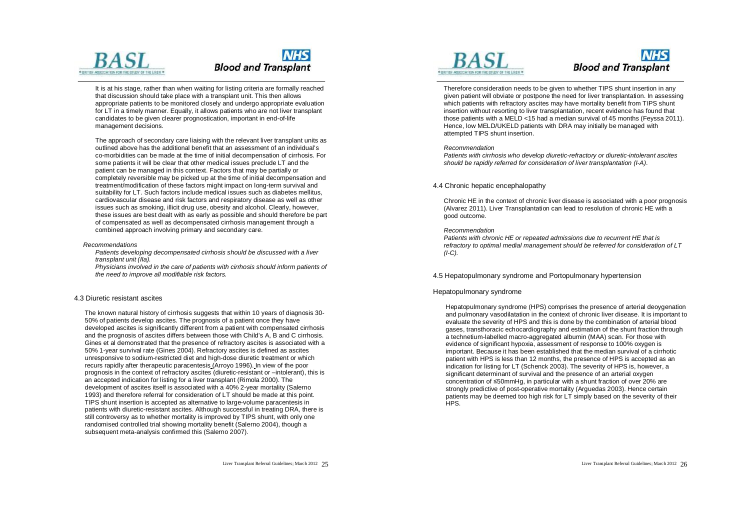It is at his stage, rather than when waiting for listing criteria are formally reached that discussion should take place with a transplant unit. This then allows appropriate patients to be monitored closely and undergo appropriate evaluation for LT in a timely manner. Equally, it allows patients who are not liver transplant candidates to be given clearer prognostication, important in end-of-life management decisions.

The approach of secondary care liaising with the relevant liver transplant units as outlined above has the additional benefit that an assessment of an individual's co-morbidities can be made at the time of initial decompensation of cirrhosis. For some patients it will be clear that other medical issues preclude LT and the patient can be managed in this context. Factors that may be partially or completely reversible may be picked up at the time of initial decompensation and treatment/modification of these factors might impact on long-term survival and suitability for LT. Such factors include medical issues such as diabetes mellitus, cardiovascular disease and risk factors and respiratory disease as well as other issues such as smoking, illicit drug use, obesity and alcohol. Clearly, however, these issues are best dealt with as early as possible and should therefore be part of compensated as well as decompensated cirrhosis management through a combined approach involving primary and secondary care.

*Recommendations*

*Patients developing decompensated cirrhosis should be discussed with a liver transplant unit (IIa).*

*Physicians involved in the care of patients with cirrhosis should inform patients of the need to improve all modifiable risk factors.*

## 4.3 Diuretic resistant ascites

The known natural history of cirrhosis suggests that within 10 years of diagnosis 30-50% of patients develop ascites. The prognosis of a patient once they have developed ascites is significantly different from a patient with compensated cirrhosis and the prognosis of ascites differs between those with Child's A, B and C cirrhosis. Gines et al demonstrated that the presence of refractory ascites is associated with a 50% 1-year survival rate (Gines 2004). Refractory ascites is defined as ascites unresponsive to sodium-restricted diet and high-dose diuretic treatment or which recurs rapidly after therapeutic paracentesis (Arroyo 1996). In view of the poor prognosis in the context of refractory ascites (diuretic-resistant or –intolerant), this is an accepted indication for listing for a liver transplant (Rimola 2000). The development of ascites itself is associated with a 40% 2-year mortality (Salerno 1993) and therefore referral for consideration of LT should be made at this point. TIPS shunt insertion is accepted as alternative to large-volume paracentesis in patients with diuretic-resistant ascites. Although successful in treating DRA, there is still controversy as to whether mortality is improved by TIPS shunt, with only one randomised controlled trial showing mortality benefit (Salerno 2004), though a subsequent meta-analysis confirmed this (Salerno 2007).

Therefore consideration needs to be given to whether TIPS shunt insertion in any given patient will obviate or postpone the need for liver transplantation. In assessing which patients with refractory ascites may have mortality benefit from TIPS shunt insertion without resorting to liver transplantation, recent evidence has found that those patients with a MELD <15 had a median survival of 45 months (Feyssa 2011). Hence, low MELD/UKELD patients with DRA may initially be managed with attempted TIPS shunt insertion.

*Recommendation*

*Patients with cirrhosis who develop diuretic-refractory or diuretic-intolerant ascites should be rapidly referred for consideration of liver transplantation (I-A).*

## 4.4 Chronic hepatic encephalopathy

Chronic HE in the context of chronic liver disease is associated with a poor prognosis (Alvarez 2011). Liver Transplantation can lead to resolution of chronic HE with a good outcome.

*Recommendation*

*Patients with chronic HE or repeated admissions due to recurrent HE that is refractory to optimal medial management should be referred for consideration of LT (I-C).*

## 4.5 Hepatopulmonary syndrome and Portopulmonary hypertension

### Hepatopulmonary syndrome

Hepatopulmonary syndrome (HPS) comprises the presence of arterial deoygenation and pulmonary vasodilatation in the context of chronic liver disease. It is important to evaluate the severity of HPS and this is done by the combination of arterial blood gases, transthoracic echocardiography and estimation of the shunt fraction through a technetium-labelled macro-aggregated albumin (MAA) scan. For those with evidence of significant hypoxia, assessment of response to 100% oxygen is important. Because it has been established that the median survival of a cirrhotic patient with HPS is less than 12 months, the presence of HPS is accepted as an indication for listing for LT (Schenck 2003). The severity of HPS is, however, a significant determinant of survival and the presence of an arterial oxygen concentration of ≤50mmHg, in particular with a shunt fraction of over 20% are strongly predictive of post-operative mortality (Arguedas 2003). Hence certain patients may be deemed too high risk for LT simply based on the severity of their HPS.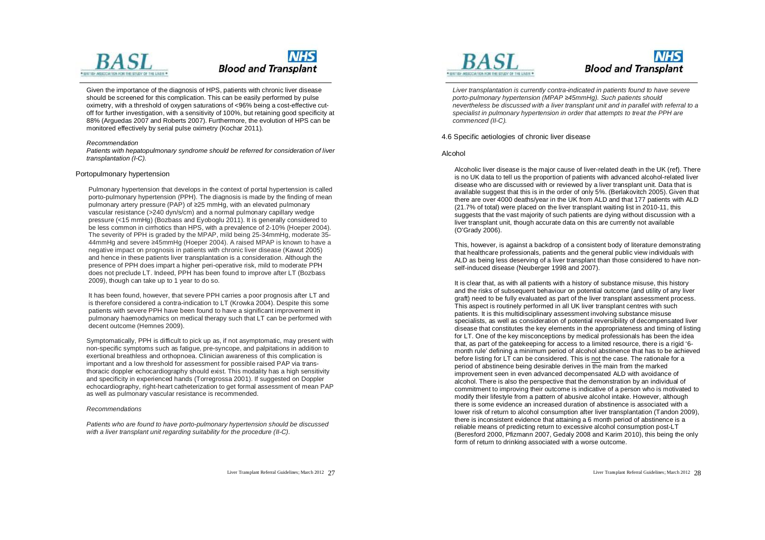Given the importance of the diagnosis of HPS, patients with chronic liver disease should be screened for this complication. This can be easily performed by pulse oximetry, with a threshold of oxygen saturations of <96% being a cost-effective cut-off for further investigation, with a sensitivity of 100%, but retaining good specificity at 88% (Arguedas 2007 and Roberts 2007). Furthermore, the evolution of HPS can be monitored effectively by serial pulse oximetry (Kochar 2011).

*Recommendation*

*Patients with hepatopulmonary syndrome should be referred for consideration of liver transplantation (I-C).*

### Portopulmonary hypertension

Pulmonary hypertension that develops in the context of portal hypertension is called porto-pulmonary hypertension (PPH). The diagnosis is made by the finding of mean pulmonary artery pressure (PAP) of ≥25 mmHg, with an elevated pulmonary vascular resistance (>240 dyn/s/cm) and a normal pulmonary capillary wedge pressure (<15 mmHg) (Bozbass and Eyoboglu 2011). It is generally considered to be less common in cirrhotics than HPS, with a prevalence of 2-10% (Hoeper 2004). The severity of PPH is graded by the MPAP, mild being 25-34mmHg, moderate 35-44mmHg and severe ≥45mmHg (Hoeper 2004). A raised MPAP is known to have a negative impact on prognosis in patients with chronic liver disease (Kawut 2005) and hence in these patients liver transplantation is a consideration. Although the presence of PPH does impart a higher peri-operative risk, mild to moderate PPH does not preclude LT. Indeed, PPH has been found to improve after LT (Bozbass 2009), though can take up to 1 year to do so.

It has been found, however, that severe PPH carries a poor prognosis after LT and is therefore considered a contra-indication to LT (Krowka 2004). Despite this some patients with severe PPH have been found to have a significant improvement in pulmonary haemodynamics on medical therapy such that LT can be performed with decent outcome (Hemnes 2009).

Symptomatically, PPH is difficult to pick up as, if not asymptomatic, may present with non-specific symptoms such as fatigue, pre-syncope, and palpitations in addition to exertional breathless and orthopnoea. Clinician awareness of this complication is important and a low threshold for assessment for possible raised PAP via trans-thoracic doppler echocardiography should exist. This modality has a high sensitivity and specificity in experienced hands (Torregrossa 2001). If suggested on Doppler echocardiography, right-heart catheterization to get formal assessment of mean PAP as well as pulmonary vascular resistance is recommended.

*Recommendations*

*Patients who are found to have porto-pulmonary hypertension should be discussed with a liver transplant unit regarding suitability for the procedure (II-C).*

*Liver transplantation is currently contra-indicated in patients found to have severe porto-pulmonary hypertension (MPAP ≥45mmHg). Such patients should nevertheless be discussed with a liver transplant unit and in parallel with referral to a specialist in pulmonary hypertension in order that attempts to treat the PPH are commenced (II-C).*

## 4.6 Specific aetiologies of chronic liver disease

### Alcohol

Alcoholic liver disease is the major cause of liver-related death in the UK (ref). There is no UK data to tell us the proportion of patients with advanced alcohol-related liver disease who are discussed with or reviewed by a liver transplant unit. Data that is available suggest that this is in the order of only 5%. (Berlakovitch 2005). Given that there are over 4000 deaths/year in the UK from ALD and that 177 patients with ALD (21.7% of total) were placed on the liver transplant waiting list in 2010-11, this suggests that the vast majority of such patients are dying without discussion with a liver transplant unit, though accurate data on this are currently not available (O'Grady 2006).

This, however, is against a backdrop of a consistent body of literature demonstrating that healthcare professionals, patients and the general public view individuals with ALD as being less deserving of a liver transplant than those considered to have non-self-induced disease (Neuberger 1998 and 2007).

It is clear that, as with all patients with a history of substance misuse, this history and the risks of subsequent behaviour on potential outcome (and utility of any liver graft) need to be fully evaluated as part of the liver transplant assessment process. This aspect is routinely performed in all UK liver transplant centres with such patients. It is this multidisciplinary assessment involving substance misuse specialists, as well as consideration of potential reversibility of decompensated liver disease that constitutes the key elements in the appropriateness and timing of listing for LT. One of the key misconceptions by medical professionals has been the idea that, as part of the gatekeeping for access to a limited resource, there is a rigid '6-month rule' defining a minimum period of alcohol abstinence that has to be achieved before listing for LT can be considered. This is not the case. The rationale for a period of abstinence being desirable derives in the main from the marked improvement seen in even advanced decompensated ALD with avoidance of alcohol. There is also the perspective that the demonstration by an individual of commitment to improving their outcome is indicative of a person who is motivated to modify their lifestyle from a pattern of abusive alcohol intake. However, although there is some evidence an increased duration of abstinence is associated with a lower risk of return to alcohol consumption after liver transplantation (Tandon 2009), there is inconsistent evidence that attaining a 6 month period of abstinence is a reliable means of predicting return to excessive alcohol consumption post-LT (Beresford 2000, Pfizmann 2007, Gedaly 2008 and Karim 2010), this being the only form of return to drinking associated with a worse outcome.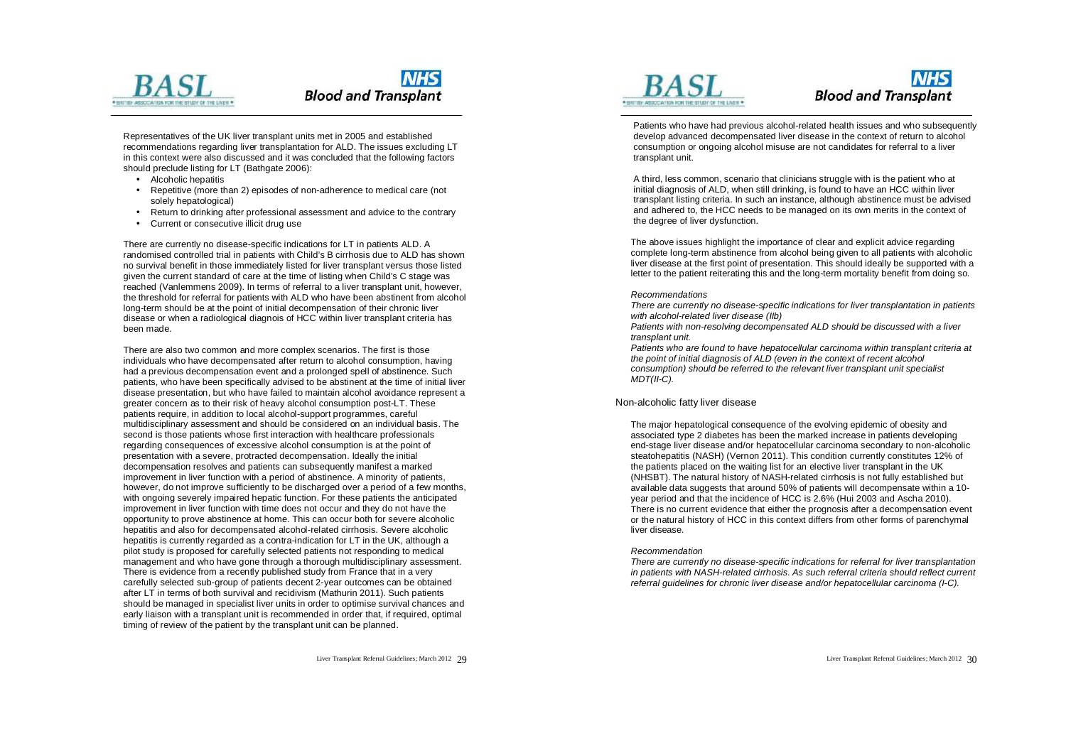Representatives of the UK liver transplant units met in 2005 and established recommendations regarding liver transplantation for ALD. The issues excluding LT in this context were also discussed and it was concluded that the following factors should preclude listing for LT (Bathgate 2006):

- Alcoholic hepatitis
- Repetitive (more than 2) episodes of non-adherence to medical care (not solely hepatological)
- Return to drinking after professional assessment and advice to the contrary
- Current or consecutive illicit drug use

There are currently no disease-specific indications for LT in patients ALD. A randomised controlled trial in patients with Child's B cirrhosis due to ALD has shown no survival benefit in those immediately listed for liver transplant versus those listed given the current standard of care at the time of listing when Child's C stage was reached (Vanlemmens 2009). In terms of referral to a liver transplant unit, however, the threshold for referral for patients with ALD who have been abstinent from alcohol long-term should be at the point of initial decompensation of their chronic liver disease or when a radiological diagnosis of HCC within liver transplant criteria has been made.

There are also two common and more complex scenarios. The first is those individuals who have decompensated after return to alcohol consumption, having had a previous decompensation event and a prolonged spell of abstinence. Such patients, who have been specifically advised to be abstinent at the time of initial liver disease presentation, but who have failed to maintain alcohol avoidance represent a greater concern as to their risk of heavy alcohol consumption post-LT. These patients require, in addition to local alcohol-support programmes, careful multidisciplinary assessment and should be considered on an individual basis. The second is those patients whose first interaction with healthcare professionals regarding consequences of excessive alcohol consumption is at the point of presentation with a severe, protracted decompensation. Ideally the initial decompensation resolves and patients can subsequently manifest a marked improvement in liver function with a period of abstinence. A minority of patients, however, do not improve sufficiently to be discharged over a period of a few months, with ongoing severely impaired hepatic function. For these patients the anticipated improvement in liver function with time does not occur and they do not have the opportunity to prove abstinence at home. This can occur both for severe alcoholic hepatitis and also for decompensated alcohol-related cirrhosis. Severe alcoholic hepatitis is currently regarded as a contra-indication for LT in the UK, although a pilot study is proposed for carefully selected patients not responding to medical management and who have gone through a thorough multidisciplinary assessment. There is evidence from a recently published study from France that in a very carefully selected sub-group of patients decent 2-year outcomes can be obtained after LT in terms of both survival and recidivism (Mathurin 2011). Such patients should be managed in specialist liver units in order to optimise survival chances and early liaison with a transplant unit is recommended in order that, if required, optimal timing of review of the patient by the transplant unit can be planned.

Patients who have had previous alcohol-related health issues and who subsequently develop advanced decompensated liver disease in the context of return to alcohol consumption or ongoing alcohol misuse are not candidates for referral to a liver transplant unit.

A third, less common, scenario that clinicians struggle with is the patient who at initial diagnosis of ALD, when still drinking, is found to have an HCC within liver transplant listing criteria. In such an instance, although abstinence must be advised and adhered to, the HCC needs to be managed on its own merits in the context of the degree of liver dysfunction.

The above issues highlight the importance of clear and explicit advice regarding complete long-term abstinence from alcohol being given to all patients with alcoholic liver disease at the first point of presentation. This should ideally be supported with a letter to the patient reiterating this and the long-term mortality benefit from doing so.

*Recommendations*

*There are currently no disease-specific indications for liver transplantation in patients with alcohol-related liver disease (IIb)*

*Patients with non-resolving decompensated ALD should be discussed with a liver transplant unit.*

*Patients who are found to have hepatocellular carcinoma within transplant criteria at the point of initial diagnosis of ALD (even in the context of recent alcohol consumption) should be referred to the relevant liver transplant unit specialist MDT(II-C).*

## Non-alcoholic fatty liver disease

The major hepatological consequence of the evolving epidemic of obesity and associated type 2 diabetes has been the marked increase in patients developing end-stage liver disease and/or hepatocellular carcinoma secondary to non-alcoholic steatohepatitis (NASH) (Vernon 2011). This condition currently constitutes 12% of the patients placed on the waiting list for an elective liver transplant in the UK (NHSBT). The natural history of NASH-related cirrhosis is not fully established but available data suggests that around 50% of patients will decompensate within a 10-year period and that the incidence of HCC is 2.6% (Hui 2003 and Ascha 2010). There is no current evidence that either the prognosis after a decompensation event or the natural history of HCC in this context differs from other forms of parenchymal liver disease.

*Recommendation*

*There are currently no disease-specific indications for referral for liver transplantation in patients with NASH-related cirrhosis. As such referral criteria should reflect current referral guidelines for chronic liver disease and/or hepatocellular carcinoma (I-C).*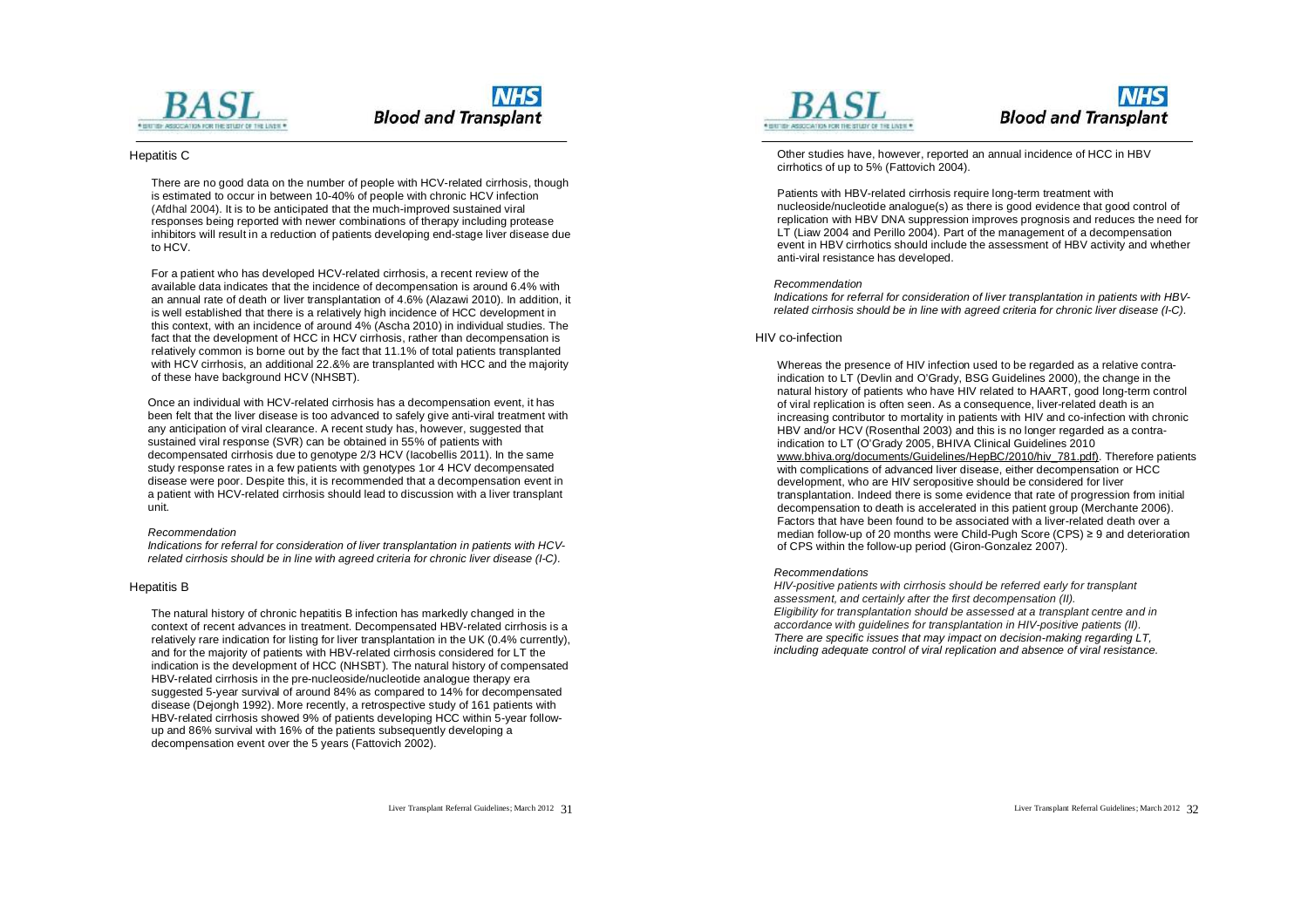### Hepatitis C

There are no good data on the number of people with HCV-related cirrhosis, though is estimated to occur in between 10-40% of people with chronic HCV infection (Afdhal 2004). It is to be anticipated that the much-improved sustained viral responses being reported with newer combinations of therapy including protease inhibitors will result in a reduction of patients developing end-stage liver disease due to HCV.

For a patient who has developed HCV-related cirrhosis, a recent review of the available data indicates that the incidence of decompensation is around 6.4% with an annual rate of death or liver transplantation of 4.6% (Alazawi 2010). In addition, it is well established that there is a relatively high incidence of HCC development in this context, with an incidence of around 4% (Ascha 2010) in individual studies. The fact that the development of HCC in HCV cirrhosis, rather than decompensation is relatively common is borne out by the fact that 11.1% of total patients transplanted with HCV cirrhosis, an additional 22.&% are transplanted with HCC and the majority of these have background HCV (NHSBT).

Once an individual with HCV-related cirrhosis has a decompensation event, it has been felt that the liver disease is too advanced to safely give anti-viral treatment with any anticipation of viral clearance. A recent study has, however, suggested that sustained viral response (SVR) can be obtained in 55% of patients with decompensated cirrhosis due to genotype 2/3 HCV (Iacobellis 2011). In the same study response rates in a few patients with genotypes 1or 4 HCV decompensated disease were poor. Despite this, it is recommended that a decompensation event in a patient with HCV-related cirrhosis should lead to discussion with a liver transplant unit.

*Recommendation*

*Indications for referral for consideration of liver transplantation in patients with HCV-related cirrhosis should be in line with agreed criteria for chronic liver disease (I-C).*

### Hepatitis B

The natural history of chronic hepatitis B infection has markedly changed in the context of recent advances in treatment. Decompensated HBV-related cirrhosis is a relatively rare indication for listing for liver transplantation in the UK (0.4% currently), and for the majority of patients with HBV-related cirrhosis considered for LT the indication is the development of HCC (NHSBT). The natural history of compensated HBV-related cirrhosis in the pre-nucleoside/nucleotide analogue therapy era suggested 5-year survival of around 84% as compared to 14% for decompensated disease (Dejongh 1992). More recently, a retrospective study of 161 patients with HBV-related cirrhosis showed 9% of patients developing HCC within 5-year follow-up and 86% survival with 16% of the patients subsequently developing a decompensation event over the 5 years (Fattovich 2002).

Other studies have, however, reported an annual incidence of HCC in HBV cirrhotics of up to 5% (Fattovich 2004).

Patients with HBV-related cirrhosis require long-term treatment with nucleoside/nucleotide analogue(s) as there is good evidence that good control of replication with HBV DNA suppression improves prognosis and reduces the need for LT (Liaw 2004 and Perillo 2004). Part of the management of a decompensation event in HBV cirrhotics should include the assessment of HBV activity and whether anti-viral resistance has developed.

*Recommendation*

*Indications for referral for consideration of liver transplantation in patients with HBV-related cirrhosis should be in line with agreed criteria for chronic liver disease (I-C).*

### HIV co-infection

Whereas the presence of HIV infection used to be regarded as a relative contra-indication to LT (Devlin and O'Grady, BSG Guidelines 2000), the change in the natural history of patients who have HIV related to HAART, good long-term control of viral replication is often seen. As a consequence, liver-related death is an increasing contributor to mortality in patients with HIV and co-infection with chronic HBV and/or HCV (Rosenthal 2003) and this is no longer regarded as a contra-indication to LT (O'Grady 2005, BHIVA Clinical Guidelines 2010 www.bhiva.org/documents/Guidelines/HepBC/2010/hiv_781.pdf). Therefore patients with complications of advanced liver disease, either decompensation or HCC development, who are HIV seropositive should be considered for liver transplantation. Indeed there is some evidence that rate of progression from initial decompensation to death is accelerated in this patient group (Merchante 2006). Factors that have been found to be associated with a liver-related death over a median follow-up of 20 months were Child-Pugh Score (CPS) ≥ 9 and deterioration of CPS within the follow-up period (Giron-Gonzalez 2007).

*Recommendations*

*HIV-positive patients with cirrhosis should be referred early for transplant assessment, and certainly after the first decompensation (II).*

*Eligibility for transplantation should be assessed at a transplant centre and in accordance with guidelines for transplantation in HIV-positive patients (II).*

*There are specific issues that may impact on decision-making regarding LT, including adequate control of viral replication and absence of viral resistance.*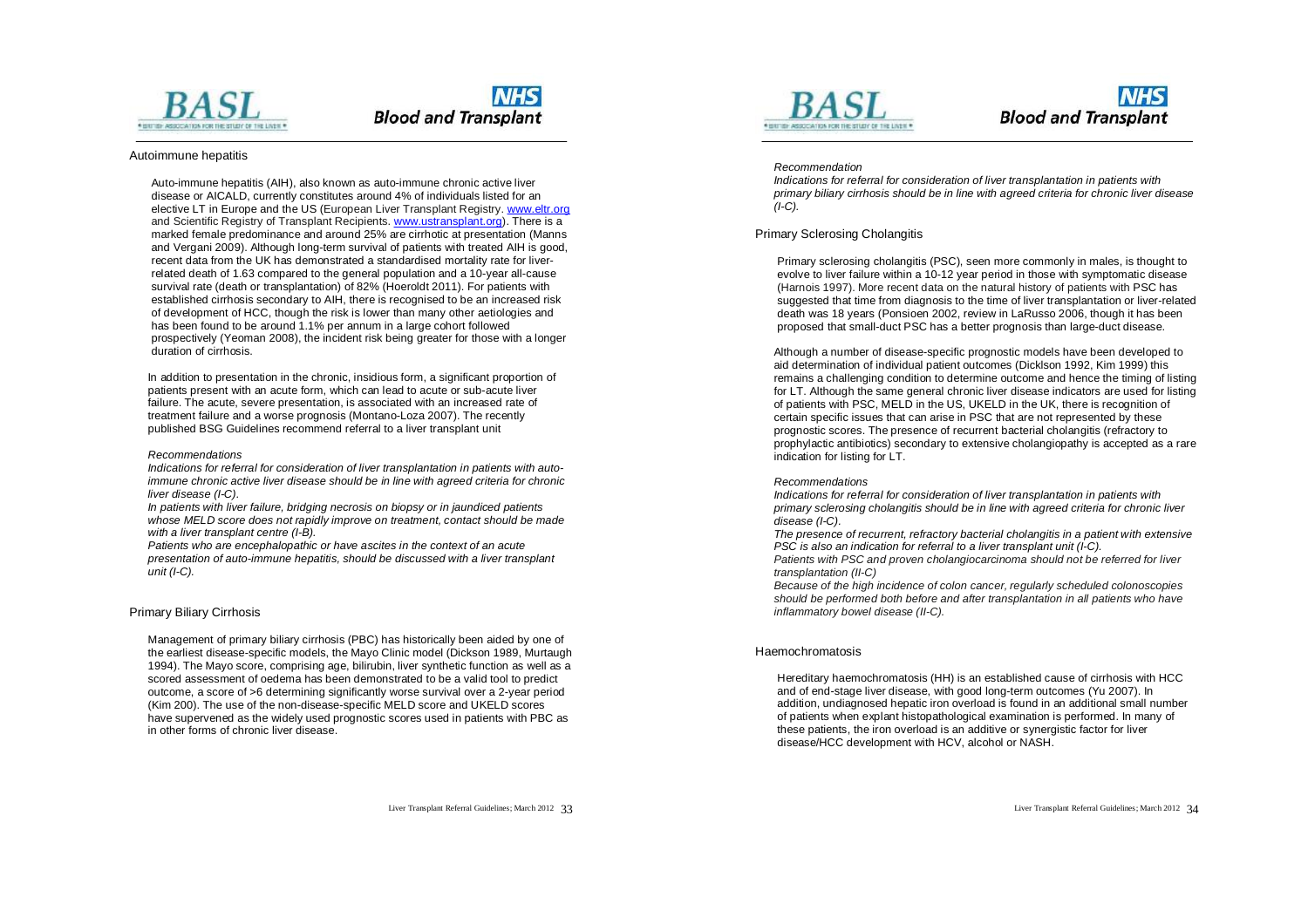## Autoimmune hepatitis

Auto-immune hepatitis (AIH), also known as auto-immune chronic active liver disease or AICALD, currently constitutes around 4% of individuals listed for an elective LT in Europe and the US (European Liver Transplant Registry. www.eltr.org and Scientific Registry of Transplant Recipients. www.ustransplant.org). There is a marked female predominance and around 25% are cirrhotic at presentation (Manns and Vergani 2009). Although long-term survival of patients with treated AIH is good, recent data from the UK has demonstrated a standardised mortality rate for liver-related death of 1.63 compared to the general population and a 10-year all-cause survival rate (death or transplantation) of 82% (Hoeroldt 2011). For patients with established cirrhosis secondary to AIH, there is recognised to be an increased risk of development of HCC, though the risk is lower than many other aetiologies and has been found to be around 1.1% per annum in a large cohort followed prospectively (Yeoman 2008), the incident risk being greater for those with a longer duration of cirrhosis.

In addition to presentation in the chronic, insidious form, a significant proportion of patients present with an acute form, which can lead to acute or sub-acute liver failure. The acute, severe presentation, is associated with an increased rate of treatment failure and a worse prognosis (Montano-Loza 2007). The recently published BSG Guidelines recommend referral to a liver transplant unit

*Recommendations*

*Indications for referral for consideration of liver transplantation in patients with auto-immune chronic active liver disease should be in line with agreed criteria for chronic liver disease (I-C).*

*In patients with liver failure, bridging necrosis on biopsy or in jaundiced patients whose MELD score does not rapidly improve on treatment, contact should be made with a liver transplant centre (I-B).*

*Patients who are encephalopathic or have ascites in the context of an acute presentation of auto-immune hepatitis, should be discussed with a liver transplant unit (I-C).*

## Primary Biliary Cirrhosis

Management of primary biliary cirrhosis (PBC) has historically been aided by one of the earliest disease-specific models, the Mayo Clinic model (Dickson 1989, Murtaugh 1994). The Mayo score, comprising age, bilirubin, liver synthetic function as well as a scored assessment of oedema has been demonstrated to be a valid tool to predict outcome, a score of >6 determining significantly worse survival over a 2-year period (Kim 200). The use of the non-disease-specific MELD score and UKELD scores have supervened as the widely used prognostic scores used in patients with PBC as in other forms of chronic liver disease.

*Recommendation*

*Indications for referral for consideration of liver transplantation in patients with primary biliary cirrhosis should be in line with agreed criteria for chronic liver disease (I-C).*

## Primary Sclerosing Cholangitis

Primary sclerosing cholangitis (PSC), seen more commonly in males, is thought to evolve to liver failure within a 10-12 year period in those with symptomatic disease (Harnois 1997). More recent data on the natural history of patients with PSC has suggested that time from diagnosis to the time of liver transplantation or liver-related death was 18 years (Ponsioen 2002, review in LaRusso 2006, though it has been proposed that small-duct PSC has a better prognosis than large-duct disease.

Although a number of disease-specific prognostic models have been developed to aid determination of individual patient outcomes (Dicklson 1992, Kim 1999) this remains a challenging condition to determine outcome and hence the timing of listing for LT. Although the same general chronic liver disease indicators are used for listing of patients with PSC, MELD in the US, UKELD in the UK, there is recognition of certain specific issues that can arise in PSC that are not represented by these prognostic scores. The presence of recurrent bacterial cholangitis (refractory to prophylactic antibiotics) secondary to extensive cholangiopathy is accepted as a rare indication for listing for LT.

*Recommendations*

*Indications for referral for consideration of liver transplantation in patients with primary sclerosing cholangitis should be in line with agreed criteria for chronic liver disease (I-C).*

*The presence of recurrent, refractory bacterial cholangitis in a patient with extensive PSC is also an indication for referral to a liver transplant unit (I-C).*

*Patients with PSC and proven cholangiocarcinoma should not be referred for liver transplantation (II-C)*

*Because of the high incidence of colon cancer, regularly scheduled colonoscopies should be performed both before and after transplantation in all patients who have inflammatory bowel disease (II-C).*

## Haemochromatosis

Hereditary haemochromatosis (HH) is an established cause of cirrhosis with HCC and of end-stage liver disease, with good long-term outcomes (Yu 2007). In addition, undiagnosed hepatic iron overload is found in an additional small number of patients when explant histopathological examination is performed. In many of these patients, the iron overload is an additive or synergistic factor for liver disease/HCC development with HCV, alcohol or NASH.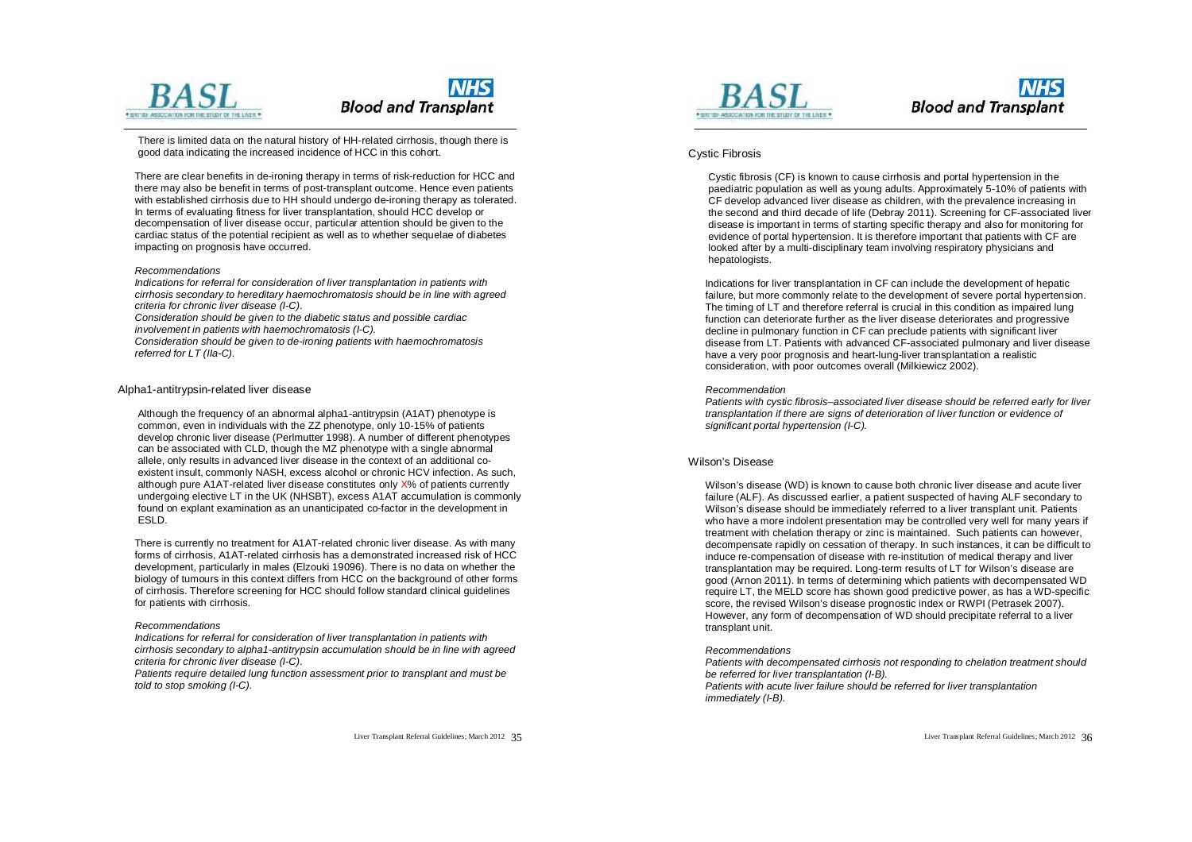There is limited data on the natural history of HH-related cirrhosis, though there is good data indicating the increased incidence of HCC in this cohort.

There are clear benefits in de-ironing therapy in terms of risk-reduction for HCC and there may also be benefit in terms of post-transplant outcome. Hence even patients with established cirrhosis due to HH should undergo de-ironing therapy as tolerated. In terms of evaluating fitness for liver transplantation, should HCC develop or decompensation of liver disease occur, particular attention should be given to the cardiac status of the potential recipient as well as to whether sequelae of diabetes impacting on prognosis have occurred.

*Recommendations*

*Indications for referral for consideration of liver transplantation in patients with cirrhosis secondary to hereditary haemochromatosis should be in line with agreed criteria for chronic liver disease (I-C).*

*Consideration should be given to the diabetic status and possible cardiac involvement in patients with haemochromatosis (I-C).*

*Consideration should be given to de-ironing patients with haemochromatosis referred for LT (IIa-C).*

## Alpha1-antitrypsin-related liver disease

Although the frequency of an abnormal alpha1-antitrypsin (A1AT) phenotype is common, even in individuals with the ZZ phenotype, only 10-15% of patients develop chronic liver disease (Perlmutter 1998). A number of different phenotypes can be associated with CLD, though the MZ phenotype with a single abnormal allele, only results in advanced liver disease in the context of an additional co-existent insult, commonly NASH, excess alcohol or chronic HCV infection. As such, although pure A1AT-related liver disease constitutes only X% of patients currently undergoing elective LT in the UK (NHSBT), excess A1AT accumulation is commonly found on explant examination as an unanticipated co-factor in the development in ESLD.

There is currently no treatment for A1AT-related chronic liver disease. As with many forms of cirrhosis, A1AT-related cirrhosis has a demonstrated increased risk of HCC development, particularly in males (Elzouki 19096). There is no data on whether the biology of tumours in this context differs from HCC on the background of other forms of cirrhosis. Therefore screening for HCC should follow standard clinical guidelines for patients with cirrhosis.

*Recommendations*

*Indications for referral for consideration of liver transplantation in patients with cirrhosis secondary to alpha1-antitrypsin accumulation should be in line with agreed criteria for chronic liver disease (I-C).*

*Patients require detailed lung function assessment prior to transplant and must be told to stop smoking (I-C).*

## Cystic Fibrosis

Cystic fibrosis (CF) is known to cause cirrhosis and portal hypertension in the paediatric population as well as young adults. Approximately 5-10% of patients with CF develop advanced liver disease as children, with the prevalence increasing in the second and third decade of life (Debray 2011). Screening for CF-associated liver disease is important in terms of starting specific therapy and also for monitoring for evidence of portal hypertension. It is therefore important that patients with CF are looked after by a multi-disciplinary team involving respiratory physicians and hepatologists.

Indications for liver transplantation in CF can include the development of hepatic failure, but more commonly relate to the development of severe portal hypertension. The timing of LT and therefore referral is crucial in this condition as impaired lung function can deteriorate further as the liver disease deteriorates and progressive decline in pulmonary function in CF can preclude patients with significant liver disease from LT. Patients with advanced CF-associated pulmonary and liver disease have a very poor prognosis and heart-lung-liver transplantation a realistic consideration, with poor outcomes overall (Milkiewicz 2002).

*Recommendation*

*Patients with cystic fibrosis–associated liver disease should be referred early for liver transplantation if there are signs of deterioration of liver function or evidence of significant portal hypertension (I-C).*

## Wilson's Disease

Wilson's disease (WD) is known to cause both chronic liver disease and acute liver failure (ALF). As discussed earlier, a patient suspected of having ALF secondary to Wilson's disease should be immediately referred to a liver transplant unit. Patients who have a more indolent presentation may be controlled very well for many years if treatment with chelation therapy or zinc is maintained. Such patients can however, decompensate rapidly on cessation of therapy. In such instances, it can be difficult to induce re-compensation of disease with re-institution of medical therapy and liver transplantation may be required. Long-term results of LT for Wilson's disease are good (Arnon 2011). In terms of determining which patients with decompensated WD require LT, the MELD score has shown good predictive power, as has a WD-specific score, the revised Wilson's disease prognostic index or RWPI (Petrasek 2007). However, any form of decompensation of WD should precipitate referral to a liver transplant unit.

*Recommendations*

*Patients with decompensated cirrhosis not responding to chelation treatment should be referred for liver transplantation (I-B).*

*Patients with acute liver failure should be referred for liver transplantation immediately (I-B).*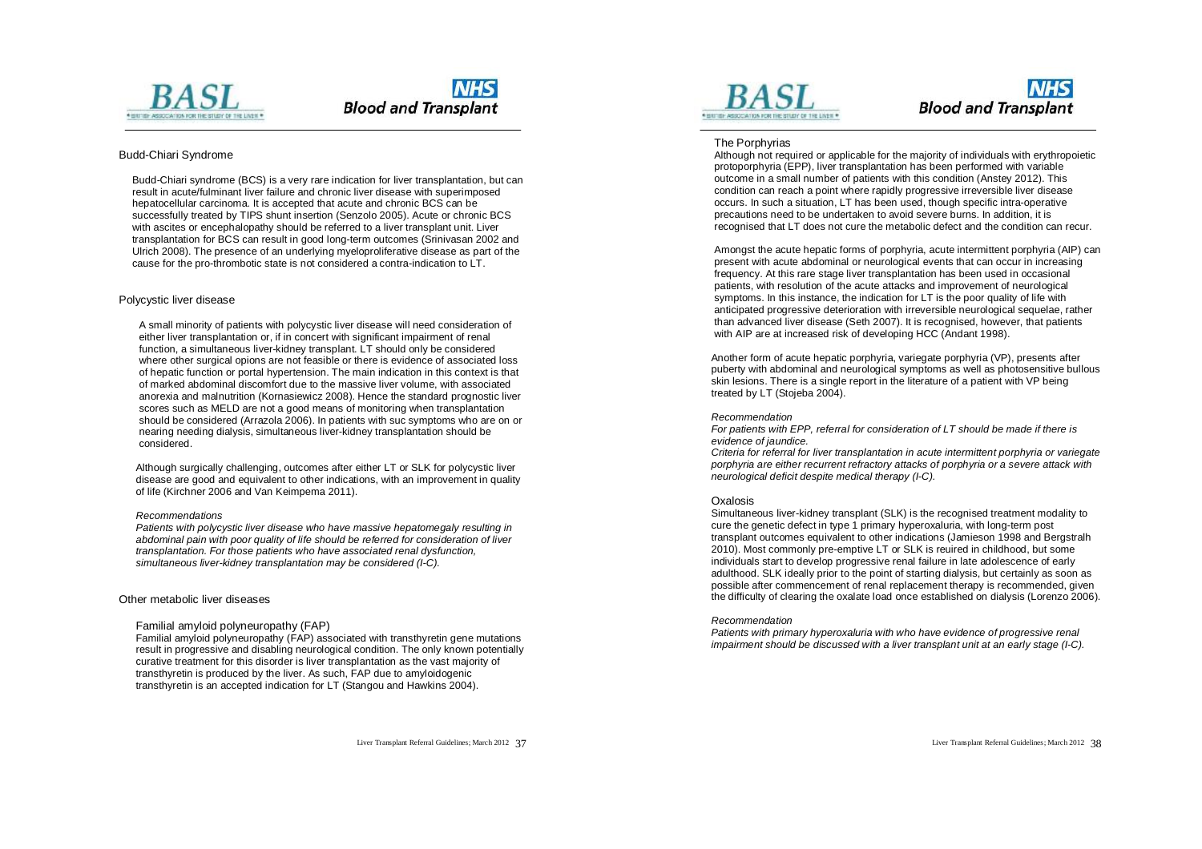## Budd-Chiari Syndrome

Budd-Chiari syndrome (BCS) is a very rare indication for liver transplantation, but can result in acute/fulminant liver failure and chronic liver disease with superimposed hepatocellular carcinoma. It is accepted that acute and chronic BCS can be successfully treated by TIPS shunt insertion (Senzolo 2005). Acute or chronic BCS with ascites or encephalopathy should be referred to a liver transplant unit. Liver transplantation for BCS can result in good long-term outcomes (Srinivasan 2002 and Ulrich 2008). The presence of an underlying myeloproliferative disease as part of the cause for the pro-thrombotic state is not considered a contra-indication to LT.

## Polycystic liver disease

A small minority of patients with polycystic liver disease will need consideration of either liver transplantation or, if in concert with significant impairment of renal function, a simultaneous liver-kidney transplant. LT should only be considered where other surgical opions are not feasible or there is evidence of associated loss of hepatic function or portal hypertension. The main indication in this context is that of marked abdominal discomfort due to the massive liver volume, with associated anorexia and malnutrition (Kornasiewicz 2008). Hence the standard prognostic liver scores such as MELD are not a good means of monitoring when transplantation should be considered (Arrazola 2006). In patients with suc symptoms who are on or nearing needing dialysis, simultaneous liver-kidney transplantation should be considered.

Although surgically challenging, outcomes after either LT or SLK for polycystic liver disease are good and equivalent to other indications, with an improvement in quality of life (Kirchner 2006 and Van Keimpema 2011).

### Recommendations

*Patients with polycystic liver disease who have massive hepatomegaly resulting in abdominal pain with poor quality of life should be referred for consideration of liver transplantation. For those patients who have associated renal dysfunction, simultaneous liver-kidney transplantation may be considered (I-C).*

## Other metabolic liver diseases

### Familial amyloid polyneuropathy (FAP)

Familial amyloid polyneuropathy (FAP) associated with transthyretin gene mutations result in progressive and disabling neurological condition. The only known potentially curative treatment for this disorder is liver transplantation as the vast majority of transthyretin is produced by the liver. As such, FAP due to amyloidogenic transthyretin is an accepted indication for LT (Stangou and Hawkins 2004).

### The Porphyrias

Although not required or applicable for the majority of individuals with erythropoietic protoporphyria (EPP), liver transplantation has been performed with variable outcome in a small number of patients with this condition (Anstey 2012). This condition can reach a point where rapidly progressive irreversible liver disease occurs. In such a situation, LT has been used, though specific intra-operative precautions need to be undertaken to avoid severe burns. In addition, it is recognised that LT does not cure the metabolic defect and the condition can recur.

Amongst the acute hepatic forms of porphyria, acute intermittent porphyria (AIP) can present with acute abdominal or neurological events that can occur in increasing frequency. At this rare stage liver transplantation has been used in occasional patients, with resolution of the acute attacks and improvement of neurological symptoms. In this instance, the indication for LT is the poor quality of life with anticipated progressive deterioration with irreversible neurological sequelae, rather than advanced liver disease (Seth 2007). It is recognised, however, that patients with AIP are at increased risk of developing HCC (Andant 1998).

Another form of acute hepatic porphyria, variegate porphyria (VP), presents after puberty with abdominal and neurological symptoms as well as photosensitive bullous skin lesions. There is a single report in the literature of a patient with VP being treated by LT (Stojeba 2004).

#### Recommendation

*For patients with EPP, referral for consideration of LT should be made if there is evidence of jaundice.*

*Criteria for referral for liver transplantation in acute intermittent porphyria or variegate porphyria are either recurrent refractory attacks of porphyria or a severe attack with neurological deficit despite medical therapy (I-C).*

### Oxalosis

Simultaneous liver-kidney transplant (SLK) is the recognised treatment modality to cure the genetic defect in type 1 primary hyperoxaluria, with long-term post transplant outcomes equivalent to other indications (Jamieson 1998 and Bergstralh 2010). Most commonly pre-emptive LT or SLK is reuired in childhood, but some individuals start to develop progressive renal failure in late adolescence of early adulthood. SLK ideally prior to the point of starting dialysis, but certainly as soon as possible after commencement of renal replacement therapy is recommended, given the difficulty of clearing the oxalate load once established on dialysis (Lorenzo 2006).

#### Recommendation

*Patients with primary hyperoxaluria with who have evidence of progressive renal impairment should be discussed with a liver transplant unit at an early stage (I-C).*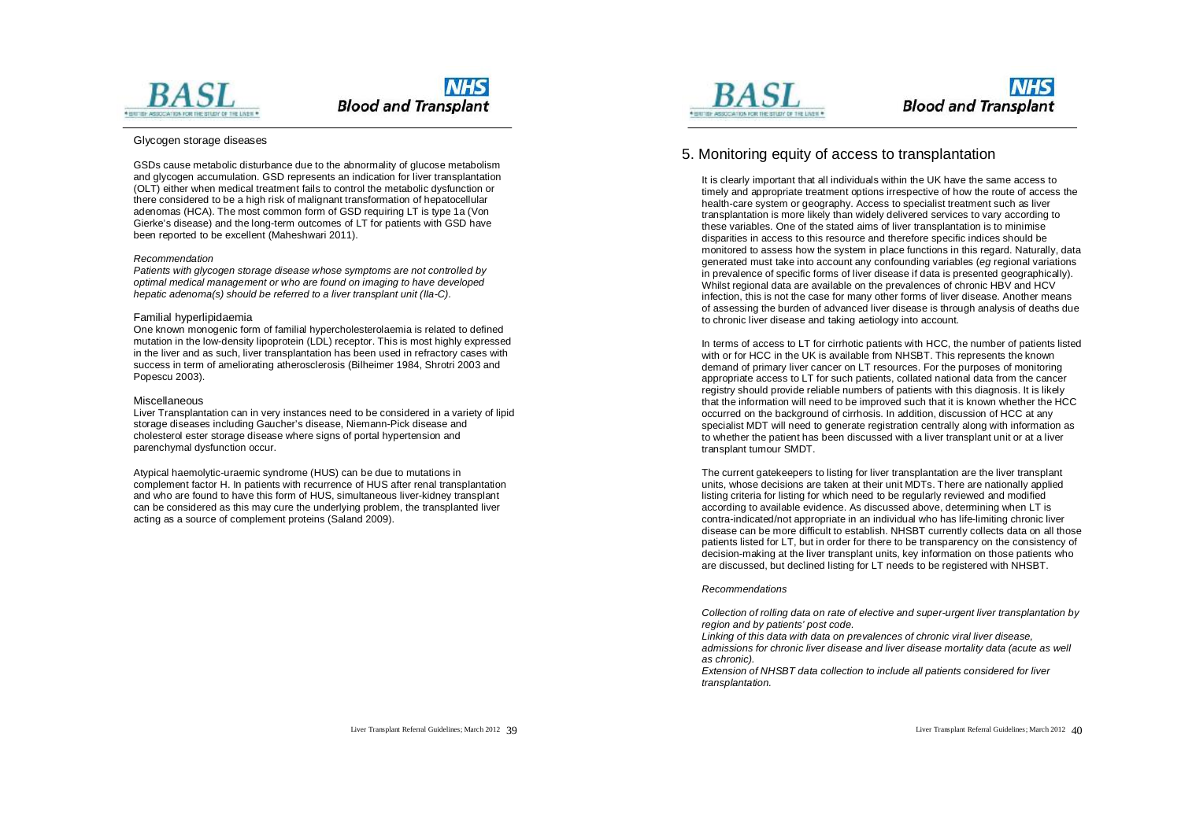Glycogen storage diseases

GSDs cause metabolic disturbance due to the abnormality of glucose metabolism and glycogen accumulation. GSD represents an indication for liver transplantation (OLT) either when medical treatment fails to control the metabolic dysfunction or there considered to be a high risk of malignant transformation of hepatocellular adenomas (HCA). The most common form of GSD requiring LT is type 1a (Von Gierke's disease) and the long-term outcomes of LT for patients with GSD have been reported to be excellent (Maheshwari 2011).

*Recommendation*

*Patients with glycogen storage disease whose symptoms are not controlled by optimal medical management or who are found on imaging to have developed hepatic adenoma(s) should be referred to a liver transplant unit (IIa-C).*

Familial hyperlipidaemia

One known monogenic form of familial hypercholesterolaemia is related to defined mutation in the low-density lipoprotein (LDL) receptor. This is most highly expressed in the liver and as such, liver transplantation has been used in refractory cases with success in term of ameliorating atherosclerosis (Bilheimer 1984, Shrotri 2003 and Popescu 2003).

Miscellaneous

Liver Transplantation can in very instances need to be considered in a variety of lipid storage diseases including Gaucher's disease, Niemann-Pick disease and cholesterol ester storage disease where signs of portal hypertension and parenchymal dysfunction occur.

Atypical haemolytic-uraemic syndrome (HUS) can be due to mutations in complement factor H. In patients with recurrence of HUS after renal transplantation and who are found to have this form of HUS, simultaneous liver-kidney transplant can be considered as this may cure the underlying problem, the transplanted liver acting as a source of complement proteins (Saland 2009).

## 5. Monitoring equity of access to transplantation

It is clearly important that all individuals within the UK have the same access to timely and appropriate treatment options irrespective of how the route of access the health-care system or geography. Access to specialist treatment such as liver transplantation is more likely than widely delivered services to vary according to these variables. One of the stated aims of liver transplantation is to minimise disparities in access to this resource and therefore specific indices should be monitored to assess how the system in place functions in this regard. Naturally, data generated must take into account any confounding variables (*eg* regional variations in prevalence of specific forms of liver disease if data is presented geographically). Whilst regional data are available on the prevalences of chronic HBV and HCV infection, this is not the case for many other forms of liver disease. Another means of assessing the burden of advanced liver disease is through analysis of deaths due to chronic liver disease and taking aetiology into account.

In terms of access to LT for cirrhotic patients with HCC, the number of patients listed with or for HCC in the UK is available from NHSBT. This represents the known demand of primary liver cancer on LT resources. For the purposes of monitoring appropriate access to LT for such patients, collated national data from the cancer registry should provide reliable numbers of patients with this diagnosis. It is likely that the information will need to be improved such that it is known whether the HCC occurred on the background of cirrhosis. In addition, discussion of HCC at any specialist MDT will need to generate registration centrally along with information as to whether the patient has been discussed with a liver transplant unit or at a liver transplant tumour SMDT.

The current gatekeepers to listing for liver transplantation are the liver transplant units, whose decisions are taken at their unit MDTs. There are nationally applied listing criteria for listing for which need to be regularly reviewed and modified according to available evidence. As discussed above, determining when LT is contra-indicated/not appropriate in an individual who has life-limiting chronic liver disease can be more difficult to establish. NHSBT currently collects data on all those patients listed for LT, but in order for there to be transparency on the consistency of decision-making at the liver transplant units, key information on those patients who are discussed, but declined listing for LT needs to be registered with NHSBT.

*Recommendations*

*Collection of rolling data on rate of elective and super-urgent liver transplantation by region and by patients' post code.*
*Linking of this data with data on prevalences of chronic viral liver disease, admissions for chronic liver disease and liver disease mortality data (acute as well as chronic).*
*Extension of NHSBT data collection to include all patients considered for liver transplantation.*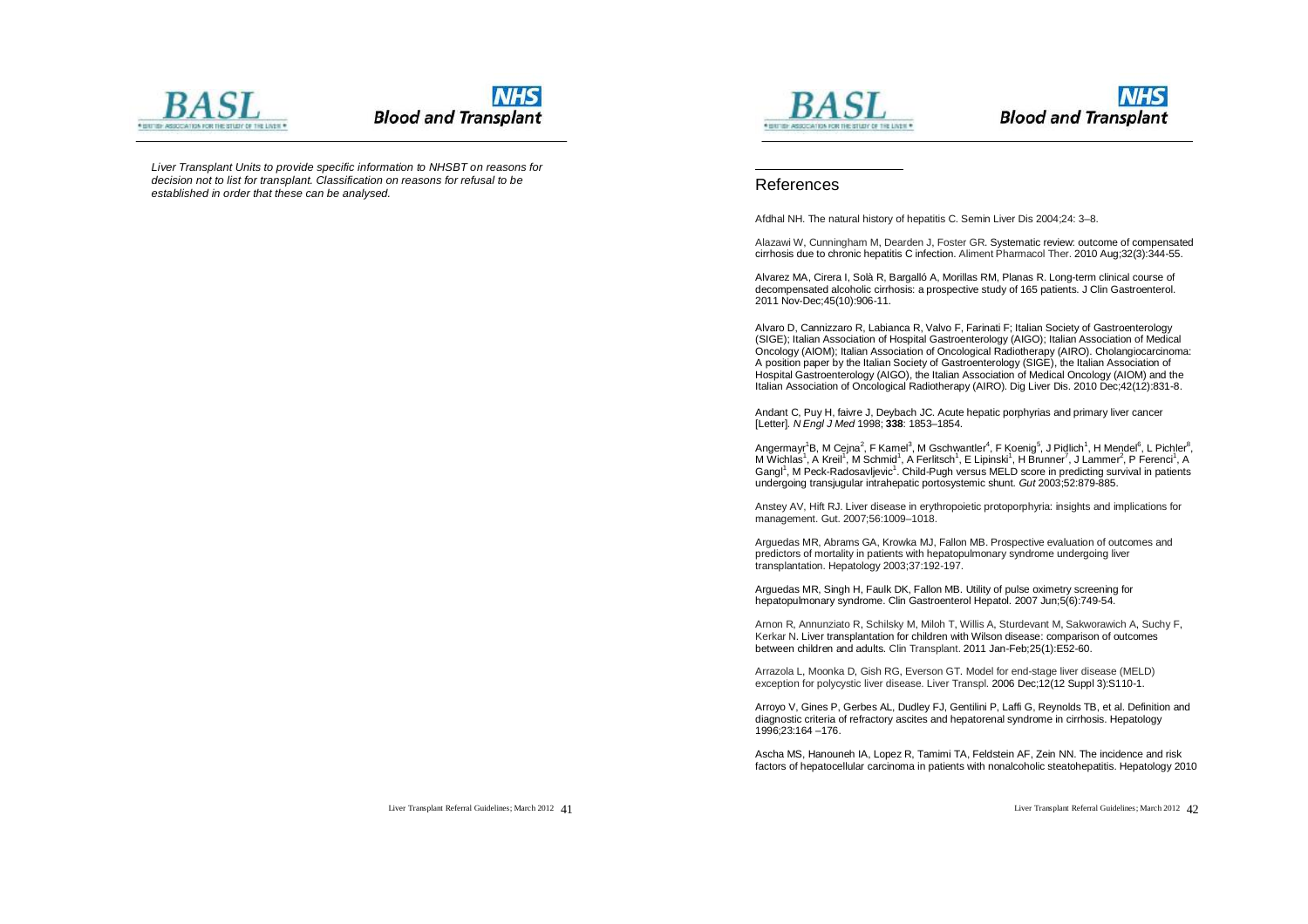*Liver Transplant Units to provide specific information to NHSBT on reasons for decision not to list for transplant. Classification on reasons for refusal to be established in order that these can be analysed.*

## References

Afdhal NH. The natural history of hepatitis C. Semin Liver Dis 2004;24: 3–8.

Alazawi W, Cunningham M, Dearden J, Foster GR. Systematic review: outcome of compensated cirrhosis due to chronic hepatitis C infection. Aliment Pharmacol Ther. 2010 Aug;32(3):344-55.

Alvarez MA, Cirera I, Solà R, Bargalló A, Morillas RM, Planas R. Long-term clinical course of decompensated alcoholic cirrhosis: a prospective study of 165 patients. J Clin Gastroenterol. 2011 Nov-Dec;45(10):906-11.

Alvaro D, Cannizzaro R, Labianca R, Valvo F, Farinati F; Italian Society of Gastroenterology (SIGE); Italian Association of Hospital Gastroenterology (AIGO); Italian Association of Medical Oncology (AIOM); Italian Association of Oncological Radiotherapy (AIRO). Cholangiocarcinoma: A position paper by the Italian Society of Gastroenterology (SIGE), the Italian Association of Hospital Gastroenterology (AIGO), the Italian Association of Medical Oncology (AIOM) and the Italian Association of Oncological Radiotherapy (AIRO). Dig Liver Dis. 2010 Dec;42(12):831-8.

Andant C, Puy H, faivre J, Deybach JC. Acute hepatic porphyrias and primary liver cancer [Letter]. *N Engl J Med* 1998; **338**: 1853–1854.

Angermayr[1]B, M Cejna[2], F Kamel[3], M Gschwantler[4], F Koenig[5], J Pidlich[1], H Mendel[6], L Pichler[8], M Wichlas[1], A Kreil[1], M Schmid[1], A Ferlitsch[1], E Lipinski[1], H Brunner[7], J Lammer[2], P Ferenci[1], A Gangl[1], M Peck-Radosavljevic[1]. Child-Pugh versus MELD score in predicting survival in patients undergoing transjugular intrahepatic portosystemic shunt. *Gut* 2003;52:879-885.

Anstey AV, Hift RJ. Liver disease in erythropoietic protoporphyria: insights and implications for management. Gut. 2007;56:1009–1018.

Arguedas MR, Abrams GA, Krowka MJ, Fallon MB. Prospective evaluation of outcomes and predictors of mortality in patients with hepatopulmonary syndrome undergoing liver transplantation. Hepatology 2003;37:192-197.

Arguedas MR, Singh H, Faulk DK, Fallon MB. Utility of pulse oximetry screening for hepatopulmonary syndrome. Clin Gastroenterol Hepatol. 2007 Jun;5(6):749-54.

Arnon R, Annunziato R, Schilsky M, Miloh T, Willis A, Sturdevant M, Sakworawich A, Suchy F, Kerkar N. Liver transplantation for children with Wilson disease: comparison of outcomes between children and adults. Clin Transplant. 2011 Jan-Feb;25(1):E52-60.

Arrazola L, Moonka D, Gish RG, Everson GT. Model for end-stage liver disease (MELD) exception for polycystic liver disease. Liver Transpl. 2006 Dec;12(12 Suppl 3):S110-1.

Arroyo V, Gines P, Gerbes AL, Dudley FJ, Gentilini P, Laffi G, Reynolds TB, et al. Definition and diagnostic criteria of refractory ascites and hepatorenal syndrome in cirrhosis. Hepatology 1996;23:164 –176.

Ascha MS, Hanouneh IA, Lopez R, Tamimi TA, Feldstein AF, Zein NN. The incidence and risk factors of hepatocellular carcinoma in patients with nonalcoholic steatohepatitis. Hepatology 2010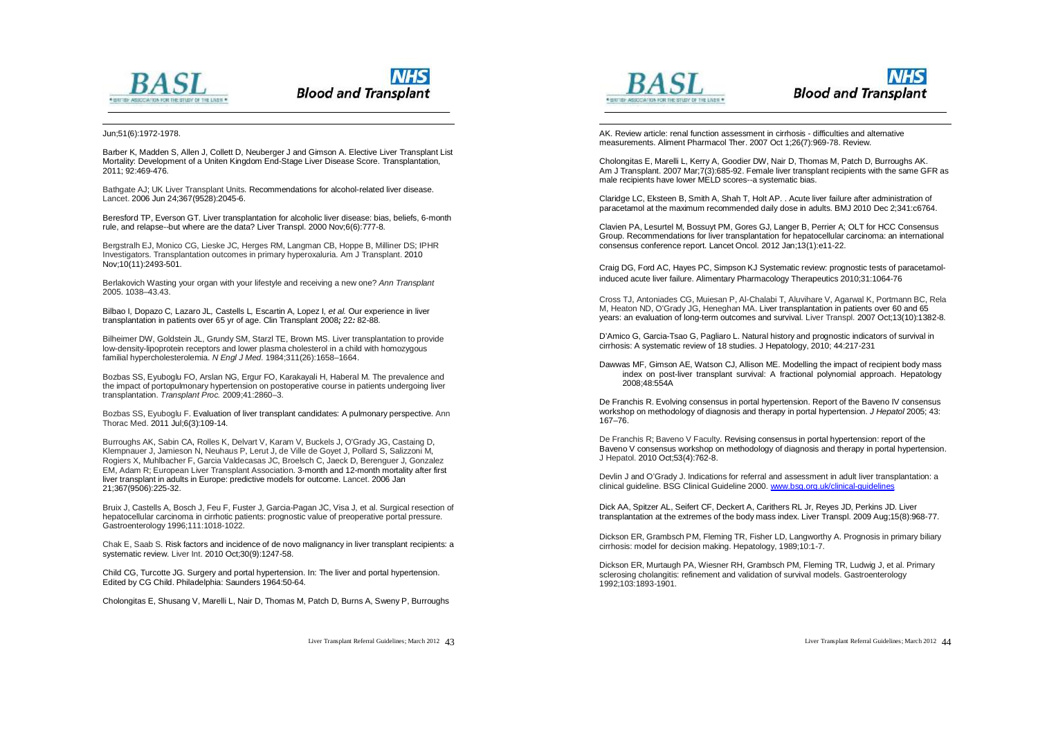Jun;51(6):1972-1978.

Barber K, Madden S, Allen J, Collett D, Neuberger J and Gimson A. Elective Liver Transplant List Mortality: Development of a Uniten Kingdom End-Stage Liver Disease Score. Transplantation, 2011; 92:469-476.

Bathgate AJ; UK Liver Transplant Units. Recommendations for alcohol-related liver disease. Lancet. 2006 Jun 24;367(9528):2045-6.

Beresford TP, Everson GT. Liver transplantation for alcoholic liver disease: bias, beliefs, 6-month rule, and relapse--but where are the data? Liver Transpl. 2000 Nov;6(6):777-8.

Bergstralh EJ, Monico CG, Lieske JC, Herges RM, Langman CB, Hoppe B, Milliner DS; IPHR Investigators. Transplantation outcomes in primary hyperoxaluria. Am J Transplant. 2010 Nov;10(11):2493-501.

Berlakovich Wasting your organ with your lifestyle and receiving a new one? *Ann Transplant* 2005. 1038–43.43.

Bilbao I, Dopazo C, Lazaro JL, Castells L, Escartin A, Lopez I, *et al.* Our experience in liver transplantation in patients over 65 yr of age. Clin Transplant 2008*;* 22*:* 82-88.

Bilheimer DW, Goldstein JL, Grundy SM, Starzl TE, Brown MS. Liver transplantation to provide low-density-lipoprotein receptors and lower plasma cholesterol in a child with homozygous familial hypercholesterolemia. *N Engl J Med*. 1984;311(26):1658–1664.

Bozbas SS, Eyuboglu FO, Arslan NG, Ergur FO, Karakayali H, Haberal M. The prevalence and the impact of portopulmonary hypertension on postoperative course in patients undergoing liver transplantation. *Transplant Proc.* 2009;41:2860–3.

Bozbas SS, Eyuboglu F. Evaluation of liver transplant candidates: A pulmonary perspective. Ann Thorac Med. 2011 Jul;6(3):109-14.

Burroughs AK, Sabin CA, Rolles K, Delvart V, Karam V, Buckels J, O'Grady JG, Castaing D, Klempnauer J, Jamieson N, Neuhaus P, Lerut J, de Ville de Goyet J, Pollard S, Salizzoni M, Rogiers X, Muhlbacher F, Garcia Valdecasas JC, Broelsch C, Jaeck D, Berenguer J, Gonzalez EM, Adam R; European Liver Transplant Association. 3-month and 12-month mortality after first liver transplant in adults in Europe: predictive models for outcome. Lancet. 2006 Jan 21;367(9506):225-32.

Bruix J, Castells A, Bosch J, Feu F, Fuster J, Garcia-Pagan JC, Visa J, et al. Surgical resection of hepatocellular carcinoma in cirrhotic patients: prognostic value of preoperative portal pressure. Gastroenterology 1996;111:1018-1022.

Chak E, Saab S. Risk factors and incidence of de novo malignancy in liver transplant recipients: a systematic review. Liver Int. 2010 Oct;30(9):1247-58.

Child CG, Turcotte JG. Surgery and portal hypertension. In: The liver and portal hypertension. Edited by CG Child. Philadelphia: Saunders 1964:50-64.

Cholongitas E, Shusang V, Marelli L, Nair D, Thomas M, Patch D, Burns A, Sweny P, Burroughs AK. Review article: renal function assessment in cirrhosis - difficulties and alternative measurements. Aliment Pharmacol Ther. 2007 Oct 1;26(7):969-78. Review.

Cholongitas E, Marelli L, Kerry A, Goodier DW, Nair D, Thomas M, Patch D, Burroughs AK. Am J Transplant. 2007 Mar;7(3):685-92. Female liver transplant recipients with the same GFR as male recipients have lower MELD scores--a systematic bias.

Claridge LC, Eksteen B, Smith A, Shah T, Holt AP. . Acute liver failure after administration of paracetamol at the maximum recommended daily dose in adults. BMJ 2010 Dec 2;341:c6764.

Clavien PA, Lesurtel M, Bossuyt PM, Gores GJ, Langer B, Perrier A; OLT for HCC Consensus Group. Recommendations for liver transplantation for hepatocellular carcinoma: an international consensus conference report. Lancet Oncol. 2012 Jan;13(1):e11-22.

Craig DG, Ford AC, Hayes PC, Simpson KJ Systematic review: prognostic tests of paracetamol-induced acute liver failure. Alimentary Pharmacology Therapeutics 2010;31:1064-76

Cross TJ, Antoniades CG, Muiesan P, Al-Chalabi T, Aluvihare V, Agarwal K, Portmann BC, Rela M, Heaton ND, O'Grady JG, Heneghan MA. Liver transplantation in patients over 60 and 65 years: an evaluation of long-term outcomes and survival. Liver Transpl. 2007 Oct;13(10):1382-8.

D'Amico G, Garcia-Tsao G, Pagliaro L. Natural history and prognostic indicators of survival in cirrhosis: A systematic review of 18 studies. J Hepatology, 2010; 44:217-231

Dawwas MF, Gimson AE, Watson CJ, Allison ME. Modelling the impact of recipient body mass index on post-liver transplant survival: A fractional polynomial approach. Hepatology 2008;48:554A

De Franchis R. Evolving consensus in portal hypertension. Report of the Baveno IV consensus workshop on methodology of diagnosis and therapy in portal hypertension. *J Hepatol* 2005; 43: 167–76.

De Franchis R; Baveno V Faculty. Revising consensus in portal hypertension: report of the Baveno V consensus workshop on methodology of diagnosis and therapy in portal hypertension. J Hepatol. 2010 Oct;53(4):762-8.

Devlin J and O'Grady J. Indications for referral and assessment in adult liver transplantation: a clinical guideline. BSG Clinical Guideline 2000. www.bsg.org.uk/clinical-guidelines

Dick AA, Spitzer AL, Seifert CF, Deckert A, Carithers RL Jr, Reyes JD, Perkins JD. Liver transplantation at the extremes of the body mass index. Liver Transpl. 2009 Aug;15(8):968-77.

Dickson ER, Grambsch PM, Fleming TR, Fisher LD, Langworthy A. Prognosis in primary biliary cirrhosis: model for decision making. Hepatology, 1989;10:1-7.

Dickson ER, Murtaugh PA, Wiesner RH, Grambsch PM, Fleming TR, Ludwig J, et al. Primary sclerosing cholangitis: refinement and validation of survival models. Gastroenterology 1992;103:1893-1901.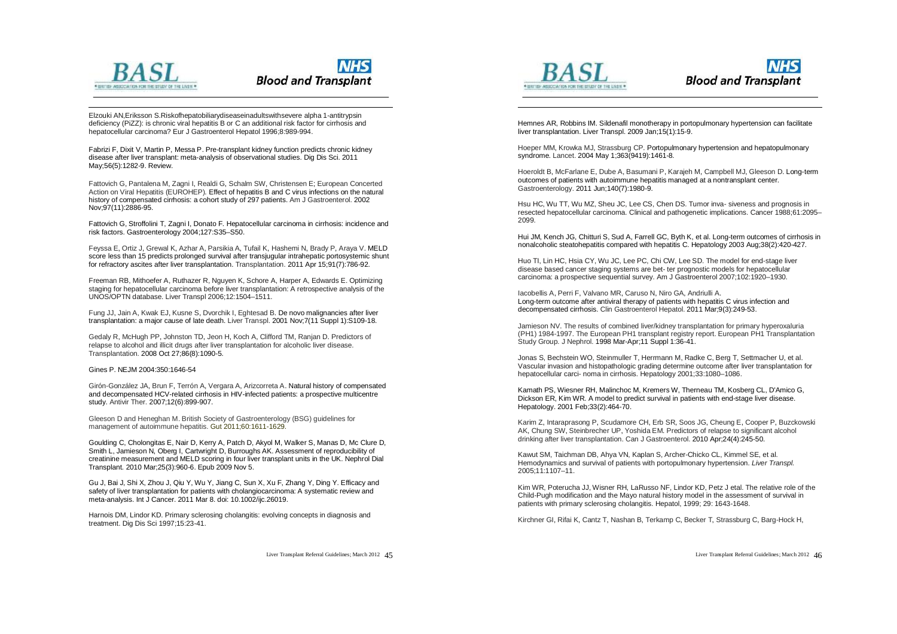Elzouki AN,Eriksson S.Riskofhepatobiliarydiseaseinadultswithsevere alpha 1-antitrypsin deficiency (PiZZ): is chronic viral hepatitis B or C an additional risk factor for cirrhosis and hepatocellular carcinoma? Eur J Gastroenterol Hepatol 1996;8:989-994.

Fabrizi F, Dixit V, Martin P, Messa P. Pre-transplant kidney function predicts chronic kidney disease after liver transplant: meta-analysis of observational studies. Dig Dis Sci. 2011 May;56(5):1282-9. Review.

Fattovich G, Pantalena M, Zagni I, Realdi G, Schalm SW, Christensen E; European Concerted Action on Viral Hepatitis (EUROHEP). Effect of hepatitis B and C virus infections on the natural history of compensated cirrhosis: a cohort study of 297 patients. Am J Gastroenterol. 2002 Nov;97(11):2886-95.

Fattovich G, Stroffolini T, Zagni I, Donato F. Hepatocellular carcinoma in cirrhosis: incidence and risk factors. Gastroenterology 2004;127:S35–S50.

Feyssa E, Ortiz J, Grewal K, Azhar A, Parsikia A, Tufail K, Hashemi N, Brady P, Araya V. MELD score less than 15 predicts prolonged survival after transjugular intrahepatic portosystemic shunt for refractory ascites after liver transplantation. Transplantation. 2011 Apr 15;91(7):786-92.

Freeman RB, Mithoefer A, Ruthazer R, Nguyen K, Schore A, Harper A, Edwards E. Optimizing staging for hepatocellular carcinoma before liver transplantation: A retrospective analysis of the UNOS/OPTN database. Liver Transpl 2006;12:1504–1511.

Fung JJ, Jain A, Kwak EJ, Kusne S, Dvorchik I, Eghtesad B. De novo malignancies after liver transplantation: a major cause of late death. Liver Transpl. 2001 Nov;7(11 Suppl 1):S109-18.

Gedaly R, McHugh PP, Johnston TD, Jeon H, Koch A, Clifford TM, Ranjan D. Predictors of relapse to alcohol and illicit drugs after liver transplantation for alcoholic liver disease. Transplantation. 2008 Oct 27;86(8):1090-5.

Gines P. NEJM 2004:350:1646-54

Girón-González JA, Brun F, Terrón A, Vergara A, Arizcorreta A. Natural history of compensated and decompensated HCV-related cirrhosis in HIV-infected patients: a prospective multicentre study. Antivir Ther. 2007;12(6):899-907.

Gleeson D and Heneghan M. British Society of Gastroenterology (BSG) guidelines for management of autoimmune hepatitis. Gut 2011;60:1611-1629.

Goulding C, Cholongitas E, Nair D, Kerry A, Patch D, Akyol M, Walker S, Manas D, Mc Clure D, Smith L, Jamieson N, Oberg I, Cartwright D, Burroughs AK. Assessment of reproducibility of creatinine measurement and MELD scoring in four liver transplant units in the UK. Nephrol Dial Transplant. 2010 Mar;25(3):960-6. Epub 2009 Nov 5.

Gu J, Bai J, Shi X, Zhou J, Qiu Y, Wu Y, Jiang C, Sun X, Xu F, Zhang Y, Ding Y. Efficacy and safety of liver transplantation for patients with cholangiocarcinoma: A systematic review and meta-analysis. Int J Cancer. 2011 Mar 8. doi: 10.1002/ijc.26019.

Harnois DM, Lindor KD. Primary sclerosing cholangitis: evolving concepts in diagnosis and treatment. Dig Dis Sci 1997;15:23-41.

Hemnes AR, Robbins IM. Sildenafil monotherapy in portopulmonary hypertension can facilitate liver transplantation. Liver Transpl. 2009 Jan;15(1):15-9.

Hoeper MM, Krowka MJ, Strassburg CP. Portopulmonary hypertension and hepatopulmonary syndrome. Lancet. 2004 May 1;363(9419):1461-8.

Hoeroldt B, McFarlane E, Dube A, Basumani P, Karajeh M, Campbell MJ, Gleeson D. Long-term outcomes of patients with autoimmune hepatitis managed at a nontransplant center. Gastroenterology. 2011 Jun;140(7):1980-9.

Hsu HC, Wu TT, Wu MZ, Sheu JC, Lee CS, Chen DS. Tumor inva- siveness and prognosis in resected hepatocellular carcinoma. Clinical and pathogenetic implications. Cancer 1988;61:2095–2099.

Hui JM, Kench JG, Chitturi S, Sud A, Farrell GC, Byth K, et al. Long-term outcomes of cirrhosis in nonalcoholic steatohepatitis compared with hepatitis C. Hepatology 2003 Aug;38(2):420-427.

Huo TI, Lin HC, Hsia CY, Wu JC, Lee PC, Chi CW, Lee SD. The model for end-stage liver disease based cancer staging systems are bet- ter prognostic models for hepatocellular carcinoma: a prospective sequential survey. Am J Gastroenterol 2007;102:1920–1930.

Iacobellis A, Perri F, Valvano MR, Caruso N, Niro GA, Andriulli A. Long-term outcome after antiviral therapy of patients with hepatitis C virus infection and decompensated cirrhosis. Clin Gastroenterol Hepatol. 2011 Mar;9(3):249-53.

Jamieson NV. The results of combined liver/kidney transplantation for primary hyperoxaluria (PH1) 1984-1997. The European PH1 transplant registry report. European PH1 Transplantation Study Group. J Nephrol. 1998 Mar-Apr;11 Suppl 1:36-41.

Jonas S, Bechstein WO, Steinmuller T, Herrmann M, Radke C, Berg T, Settmacher U, et al. Vascular invasion and histopathologic grading determine outcome after liver transplantation for hepatocellular carci- noma in cirrhosis. Hepatology 2001;33:1080–1086.

Kamath PS, Wiesner RH, Malinchoc M, Kremers W, Therneau TM, Kosberg CL, D'Amico G, Dickson ER, Kim WR. A model to predict survival in patients with end-stage liver disease. Hepatology. 2001 Feb;33(2):464-70.

Karim Z, Intaraprasong P, Scudamore CH, Erb SR, Soos JG, Cheung E, Cooper P, Buzckowski AK, Chung SW, Steinbrecher UP, Yoshida EM. Predictors of relapse to significant alcohol drinking after liver transplantation. Can J Gastroenterol. 2010 Apr;24(4):245-50.

Kawut SM, Taichman DB, Ahya VN, Kaplan S, Archer-Chicko CL, Kimmel SE, et al. Hemodynamics and survival of patients with portopulmonary hypertension. *Liver Transpl.* 2005;11:1107–11.

Kim WR, Poterucha JJ, Wisner RH, LaRusso NF, Lindor KD, Petz J etal. The relative role of the Child-Pugh modification and the Mayo natural history model in the assessment of survival in patients with primary sclerosing cholangitis. Hepatol, 1999; 29: 1643-1648.

Kirchner GI, Rifai K, Cantz T, Nashan B, Terkamp C, Becker T, Strassburg C, Barg-Hock H,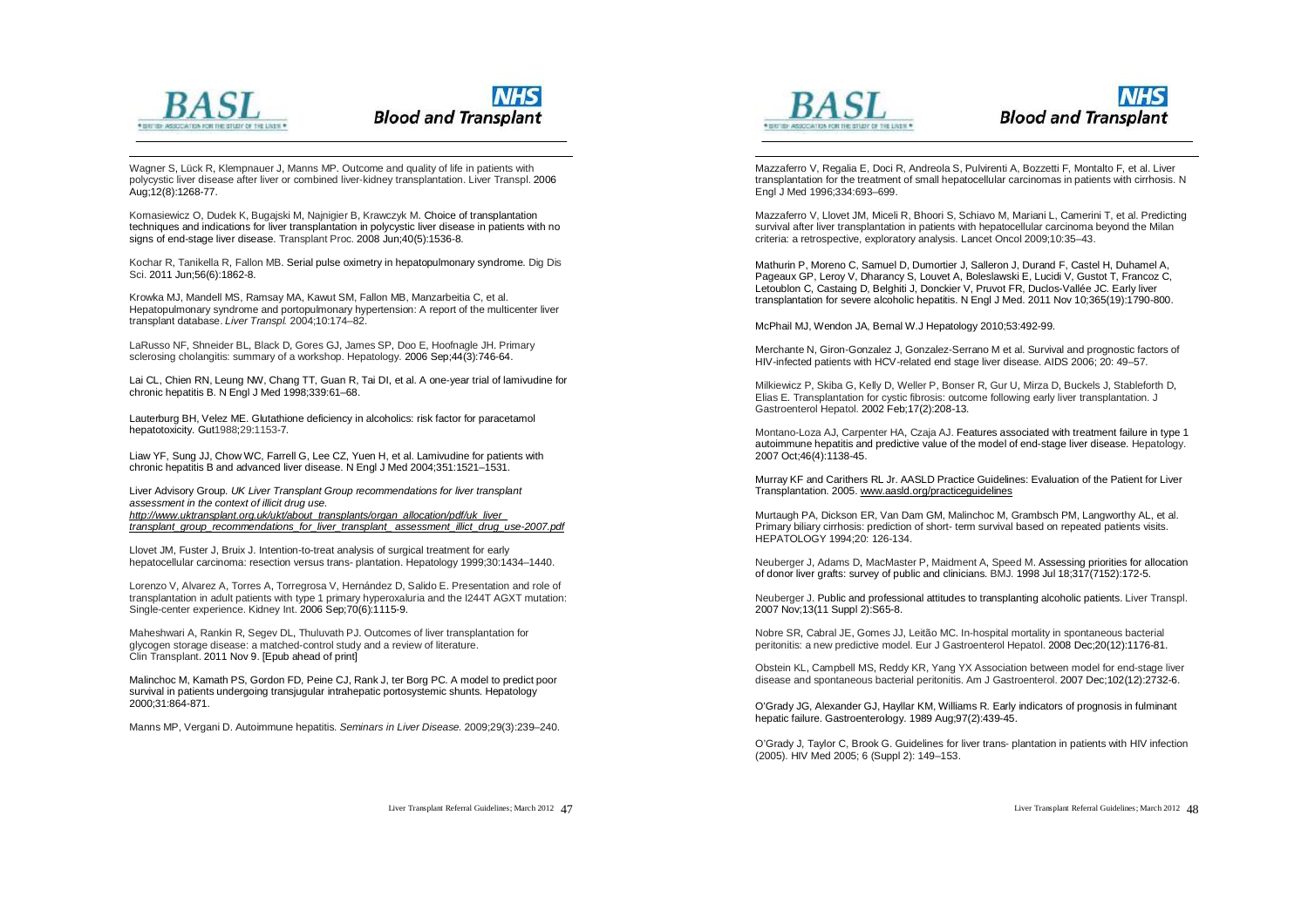Wagner S, Lück R, Klempnauer J, Manns MP. Outcome and quality of life in patients with polycystic liver disease after liver or combined liver-kidney transplantation. Liver Transpl. 2006 Aug;12(8):1268-77.

Komasiewicz O, Dudek K, Bugajski M, Najnigier B, Krawczyk M. Choice of transplantation techniques and indications for liver transplantation in polycystic liver disease in patients with no signs of end-stage liver disease. Transplant Proc. 2008 Jun;40(5):1536-8.

Kochar R, Tanikella R, Fallon MB. Serial pulse oximetry in hepatopulmonary syndrome. Dig Dis Sci. 2011 Jun;56(6):1862-8.

Krowka MJ, Mandell MS, Ramsay MA, Kawut SM, Fallon MB, Manzarbeitia C, et al. Hepatopulmonary syndrome and portopulmonary hypertension: A report of the multicenter liver transplant database. *Liver Transpl.* 2004;10:174–82.

LaRusso NF, Shneider BL, Black D, Gores GJ, James SP, Doo E, Hoofnagle JH. Primary sclerosing cholangitis: summary of a workshop. Hepatology. 2006 Sep;44(3):746-64.

Lai CL, Chien RN, Leung NW, Chang TT, Guan R, Tai DI, et al. A one-year trial of lamivudine for chronic hepatitis B. N Engl J Med 1998;339:61–68.

Lauterburg BH, Velez ME. Glutathione deficiency in alcoholics: risk factor for paracetamol hepatotoxicity. Gut1988;29:1153-7.

Liaw YF, Sung JJ, Chow WC, Farrell G, Lee CZ, Yuen H, et al. Lamivudine for patients with chronic hepatitis B and advanced liver disease. N Engl J Med 2004;351:1521–1531.

Liver Advisory Group. *UK Liver Transplant Group recommendations for liver transplant assessment in the context of illicit drug use.*
*http://www.uktransplant.org.uk/ukt/about_transplants/organ_allocation/pdf/uk_liver_transplant_group_recommendations_for_liver_transplant_assessment_illict_drug_use-2007.pdf*

Llovet JM, Fuster J, Bruix J. Intention-to-treat analysis of surgical treatment for early hepatocellular carcinoma: resection versus trans- plantation. Hepatology 1999;30:1434–1440.

Lorenzo V, Alvarez A, Torres A, Torregrosa V, Hernández D, Salido E. Presentation and role of transplantation in adult patients with type 1 primary hyperoxaluria and the I244T AGXT mutation: Single-center experience. Kidney Int. 2006 Sep;70(6):1115-9.

Maheshwari A, Rankin R, Segev DL, Thuluvath PJ. Outcomes of liver transplantation for glycogen storage disease: a matched-control study and a review of literature. Clin Transplant. 2011 Nov 9. [Epub ahead of print]

Malinchoc M, Kamath PS, Gordon FD, Peine CJ, Rank J, ter Borg PC. A model to predict poor survival in patients undergoing transjugular intrahepatic portosystemic shunts. Hepatology 2000;31:864-871.

Manns MP, Vergani D. Autoimmune hepatitis. *Seminars in Liver Disease.* 2009;29(3):239–240.

Mazzaferro V, Regalia E, Doci R, Andreola S, Pulvirenti A, Bozzetti F, Montalto F, et al. Liver transplantation for the treatment of small hepatocellular carcinomas in patients with cirrhosis. N Engl J Med 1996;334:693–699.

Mazzaferro V, Llovet JM, Miceli R, Bhoori S, Schiavo M, Mariani L, Camerini T, et al. Predicting survival after liver transplantation in patients with hepatocellular carcinoma beyond the Milan criteria: a retrospective, exploratory analysis. Lancet Oncol 2009;10:35–43.

Mathurin P, Moreno C, Samuel D, Dumortier J, Salleron J, Durand F, Castel H, Duhamel A, Pageaux GP, Leroy V, Dharancy S, Louvet A, Boleslawski E, Lucidi V, Gustot T, Francoz C, Letoublon C, Castaing D, Belghiti J, Donckier V, Pruvot FR, Duclos-Vallée JC. Early liver transplantation for severe alcoholic hepatitis. N Engl J Med. 2011 Nov 10;365(19):1790-800.

McPhail MJ, Wendon JA, Bernal W.J Hepatology 2010;53:492-99.

Merchante N, Giron-Gonzalez J, Gonzalez-Serrano M et al. Survival and prognostic factors of HIV-infected patients with HCV-related end stage liver disease. AIDS 2006; 20: 49–57.

Milkiewicz P, Skiba G, Kelly D, Weller P, Bonser R, Gur U, Mirza D, Buckels J, Stableforth D, Elias E. Transplantation for cystic fibrosis: outcome following early liver transplantation. J Gastroenterol Hepatol. 2002 Feb;17(2):208-13.

Montano-Loza AJ, Carpenter HA, Czaja AJ. Features associated with treatment failure in type 1 autoimmune hepatitis and predictive value of the model of end-stage liver disease. Hepatology. 2007 Oct;46(4):1138-45.

Murray KF and Carithers RL Jr. AASLD Practice Guidelines: Evaluation of the Patient for Liver Transplantation. 2005. www.aasld.org/practiceguidelines

Murtaugh PA, Dickson ER, Van Dam GM, Malinchoc M, Grambsch PM, Langworthy AL, et al. Primary biliary cirrhosis: prediction of short- term survival based on repeated patients visits. HEPATOLOGY 1994;20: 126-134.

Neuberger J, Adams D, MacMaster P, Maidment A, Speed M. Assessing priorities for allocation of donor liver grafts: survey of public and clinicians. BMJ. 1998 Jul 18;317(7152):172-5.

Neuberger J. Public and professional attitudes to transplanting alcoholic patients. Liver Transpl. 2007 Nov;13(11 Suppl 2):S65-8.

Nobre SR, Cabral JE, Gomes JJ, Leitão MC. In-hospital mortality in spontaneous bacterial peritonitis: a new predictive model. Eur J Gastroenterol Hepatol. 2008 Dec;20(12):1176-81.

Obstein KL, Campbell MS, Reddy KR, Yang YX Association between model for end-stage liver disease and spontaneous bacterial peritonitis. Am J Gastroenterol. 2007 Dec;102(12):2732-6.

O'Grady JG, Alexander GJ, Hayllar KM, Williams R. Early indicators of prognosis in fulminant hepatic failure. Gastroenterology. 1989 Aug;97(2):439-45.

O'Grady J, Taylor C, Brook G. Guidelines for liver trans- plantation in patients with HIV infection (2005). HIV Med 2005; 6 (Suppl 2): 149–153.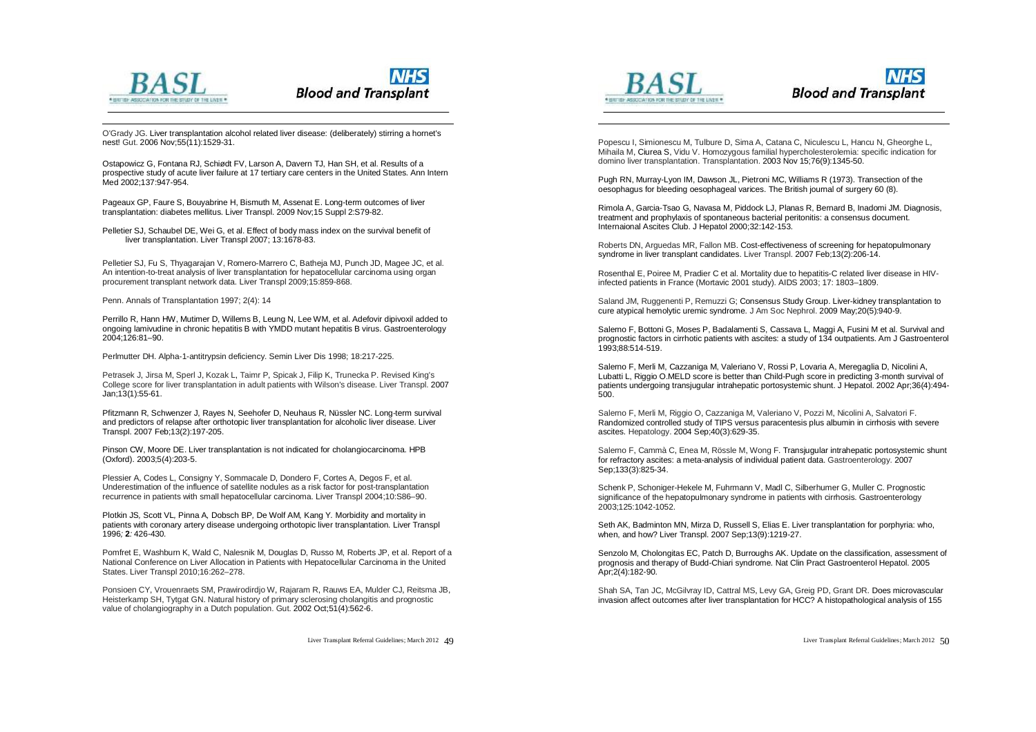O'Grady JG. Liver transplantation alcohol related liver disease: (deliberately) stirring a hornet's nest! Gut. 2006 Nov;55(11):1529-31.

Ostapowicz G, Fontana RJ, Schiødt FV, Larson A, Davern TJ, Han SH, et al. Results of a prospective study of acute liver failure at 17 tertiary care centers in the United States. Ann Intern Med 2002;137:947-954.

Pageaux GP, Faure S, Bouyabrine H, Bismuth M, Assenat E. Long-term outcomes of liver transplantation: diabetes mellitus. Liver Transpl. 2009 Nov;15 Suppl 2:S79-82.

Pelletier SJ, Schaubel DE, Wei G, et al. Effect of body mass index on the survival benefit of liver transplantation. Liver Transpl 2007; 13:1678-83.

Pelletier SJ, Fu S, Thyagarajan V, Romero-Marrero C, Batheja MJ, Punch JD, Magee JC, et al. An intention-to-treat analysis of liver transplantation for hepatocellular carcinoma using organ procurement transplant network data. Liver Transpl 2009;15:859-868.

Penn. Annals of Transplantation 1997; 2(4): 14

Perrillo R, Hann HW, Mutimer D, Willems B, Leung N, Lee WM, et al. Adefovir dipivoxil added to ongoing lamivudine in chronic hepatitis B with YMDD mutant hepatitis B virus. Gastroenterology 2004;126:81–90.

Perlmutter DH. Alpha-1-antitrypsin deficiency. Semin Liver Dis 1998; 18:217-225.

Petrasek J, Jirsa M, Sperl J, Kozak L, Taimr P, Spicak J, Filip K, Trunecka P. Revised King's College score for liver transplantation in adult patients with Wilson's disease. Liver Transpl. 2007 Jan;13(1):55-61.

Pfitzmann R, Schwenzer J, Rayes N, Seehofer D, Neuhaus R, Nüssler NC. Long-term survival and predictors of relapse after orthotopic liver transplantation for alcoholic liver disease. Liver Transpl. 2007 Feb;13(2):197-205.

Pinson CW, Moore DE. Liver transplantation is not indicated for cholangiocarcinoma. HPB (Oxford). 2003;5(4):203-5.

Plessier A, Codes L, Consigny Y, Sommacale D, Dondero F, Cortes A, Degos F, et al. Underestimation of the influence of satellite nodules as a risk factor for post-transplantation recurrence in patients with small hepatocellular carcinoma. Liver Transpl 2004;10:S86–90.

Plotkin JS, Scott VL, Pinna A, Dobsch BP, De Wolf AM, Kang Y. Morbidity and mortality in patients with coronary artery disease undergoing orthotopic liver transplantation. Liver Transpl 1996*;* **2**: 426-430.

Pomfret E, Washburn K, Wald C, Nalesnik M, Douglas D, Russo M, Roberts JP, et al. Report of a National Conference on Liver Allocation in Patients with Hepatocellular Carcinoma in the United States. Liver Transpl 2010;16:262–278.

Ponsioen CY, Vrouenraets SM, Prawirodirdjo W, Rajaram R, Rauws EA, Mulder CJ, Reitsma JB, Heisterkamp SH, Tytgat GN. Natural history of primary sclerosing cholangitis and prognostic value of cholangiography in a Dutch population. Gut. 2002 Oct;51(4):562-6.

Popescu I, Simionescu M, Tulbure D, Sima A, Catana C, Niculescu L, Hancu N, Gheorghe L, Mihaila M, Ciurea S, Vidu V. Homozygous familial hypercholesterolemia: specific indication for domino liver transplantation. Transplantation. 2003 Nov 15;76(9):1345-50.

Pugh RN, Murray-Lyon IM, Dawson JL, Pietroni MC, Williams R (1973). Transection of the oesophagus for bleeding oesophageal varices. The British journal of surgery 60 (8).

Rimola A, Garcia-Tsao G, Navasa M, Piddock LJ, Planas R, Bernard B, Inadomi JM. Diagnosis, treatment and prophylaxis of spontaneous bacterial peritonitis: a consensus document. Internaional Ascites Club. J Hepatol 2000;32:142-153.

Roberts DN, Arguedas MR, Fallon MB. Cost-effectiveness of screening for hepatopulmonary syndrome in liver transplant candidates. Liver Transpl. 2007 Feb;13(2):206-14.

Rosenthal E, Poiree M, Pradier C et al. Mortality due to hepatitis-C related liver disease in HIV-infected patients in France (Mortavic 2001 study). AIDS 2003; 17: 1803–1809.

Saland JM, Ruggenenti P, Remuzzi G; Consensus Study Group. Liver-kidney transplantation to cure atypical hemolytic uremic syndrome. J Am Soc Nephrol. 2009 May;20(5):940-9.

Salerno F, Bottoni G, Moses P, Badalamenti S, Cassava L, Maggi A, Fusini M et al. Survival and prognostic factors in cirrhotic patients with ascites: a study of 134 outpatients. Am J Gastroenterol 1993;88:514-519.

Salerno F, Merli M, Cazzaniga M, Valeriano V, Rossi P, Lovaria A, Meregaglia D, Nicolini A, Lubatti L, Riggio O.MELD score is better than Child-Pugh score in predicting 3-month survival of patients undergoing transjugular intrahepatic portosystemic shunt. J Hepatol. 2002 Apr;36(4):494-500.

Salerno F, Merli M, Riggio O, Cazzaniga M, Valeriano V, Pozzi M, Nicolini A, Salvatori F. Randomized controlled study of TIPS versus paracentesis plus albumin in cirrhosis with severe ascites. Hepatology. 2004 Sep;40(3):629-35.

Salerno F, Cammà C, Enea M, Rössle M, Wong F. Transjugular intrahepatic portosystemic shunt for refractory ascites: a meta-analysis of individual patient data. Gastroenterology. 2007 Sep;133(3):825-34.

Schenk P, Schoniger-Hekele M, Fuhrmann V, Madl C, Silberhumer G, Muller C. Prognostic significance of the hepatopulmonary syndrome in patients with cirrhosis. Gastroenterology 2003;125:1042-1052.

Seth AK, Badminton MN, Mirza D, Russell S, Elias E. Liver transplantation for porphyria: who, when, and how? Liver Transpl. 2007 Sep;13(9):1219-27.

Senzolo M, Cholongitas EC, Patch D, Burroughs AK. Update on the classification, assessment of prognosis and therapy of Budd-Chiari syndrome. Nat Clin Pract Gastroenterol Hepatol. 2005 Apr;2(4):182-90.

Shah SA, Tan JC, McGilvray ID, Cattral MS, Levy GA, Greig PD, Grant DR. Does microvascular invasion affect outcomes after liver transplantation for HCC? A histopathological analysis of 155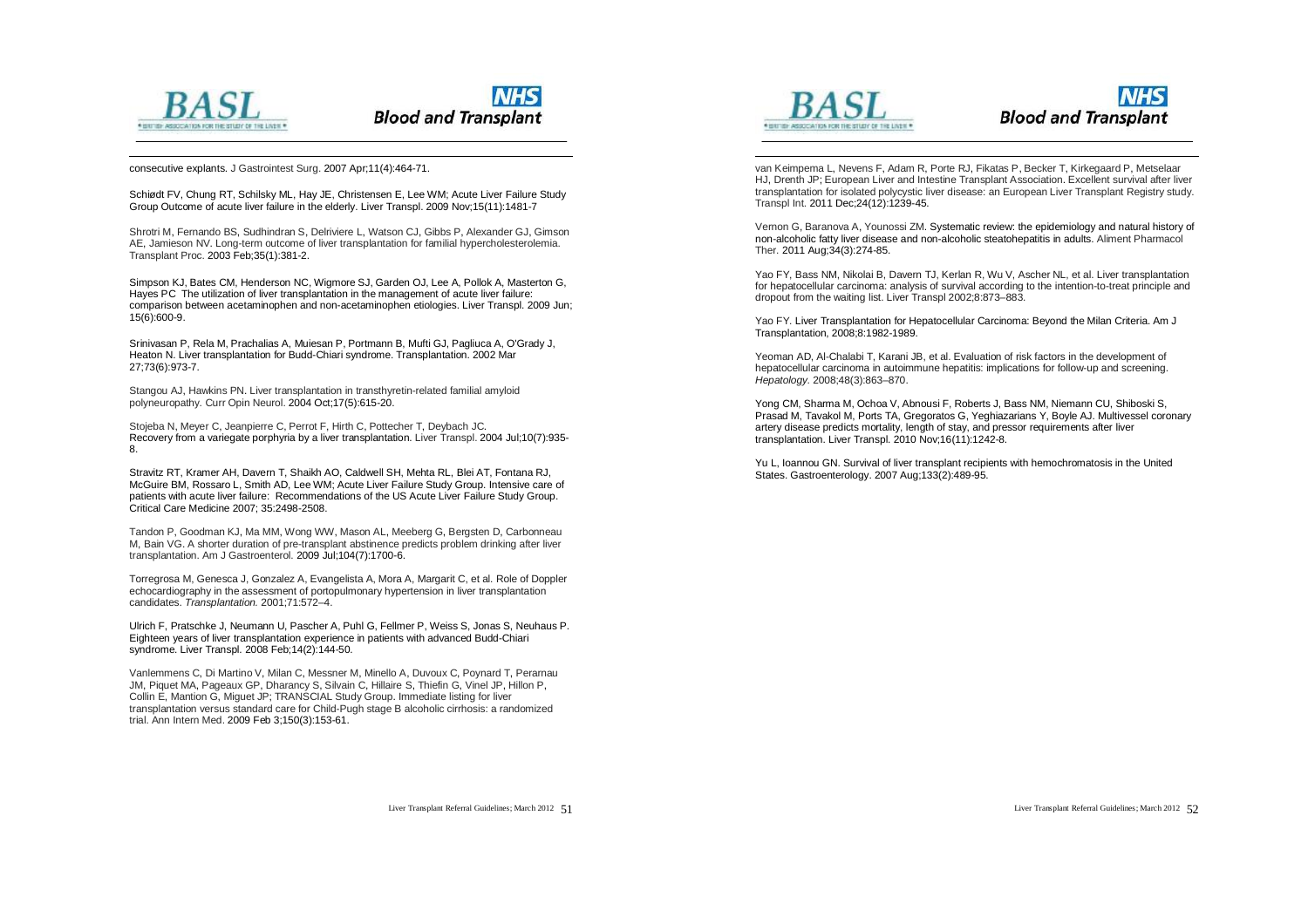consecutive explants. J Gastrointest Surg. 2007 Apr;11(4):464-71.

Schiødt FV, Chung RT, Schilsky ML, Hay JE, Christensen E, Lee WM; Acute Liver Failure Study Group Outcome of acute liver failure in the elderly. Liver Transpl. 2009 Nov;15(11):1481-7

Shrotri M, Fernando BS, Sudhindran S, Delriviere L, Watson CJ, Gibbs P, Alexander GJ, Gimson AE, Jamieson NV. Long-term outcome of liver transplantation for familial hypercholesterolemia. Transplant Proc. 2003 Feb;35(1):381-2.

Simpson KJ, Bates CM, Henderson NC, Wigmore SJ, Garden OJ, Lee A, Pollok A, Masterton G, Hayes PC The utilization of liver transplantation in the management of acute liver failure: comparison between acetaminophen and non-acetaminophen etiologies. Liver Transpl. 2009 Jun; 15(6):600-9.

Srinivasan P, Rela M, Prachalias A, Muiesan P, Portmann B, Mufti GJ, Pagliuca A, O'Grady J, Heaton N. Liver transplantation for Budd-Chiari syndrome. Transplantation. 2002 Mar 27;73(6):973-7.

Stangou AJ, Hawkins PN. Liver transplantation in transthyretin-related familial amyloid polyneuropathy. Curr Opin Neurol. 2004 Oct;17(5):615-20.

Stojeba N, Meyer C, Jeanpierre C, Perrot F, Hirth C, Pottecher T, Deybach JC. Recovery from a variegate porphyria by a liver transplantation. Liver Transpl. 2004 Jul;10(7):935-8.

Stravitz RT, Kramer AH, Davern T, Shaikh AO, Caldwell SH, Mehta RL, Blei AT, Fontana RJ, McGuire BM, Rossaro L, Smith AD, Lee WM; Acute Liver Failure Study Group. Intensive care of patients with acute liver failure: Recommendations of the US Acute Liver Failure Study Group. Critical Care Medicine 2007; 35:2498-2508.

Tandon P, Goodman KJ, Ma MM, Wong WW, Mason AL, Meeberg G, Bergsten D, Carbonneau M, Bain VG. A shorter duration of pre-transplant abstinence predicts problem drinking after liver transplantation. Am J Gastroenterol. 2009 Jul;104(7):1700-6.

Torregrosa M, Genesca J, Gonzalez A, Evangelista A, Mora A, Margarit C, et al. Role of Doppler echocardiography in the assessment of portopulmonary hypertension in liver transplantation candidates. *Transplantation.* 2001;71:572–4.

Ulrich F, Pratschke J, Neumann U, Pascher A, Puhl G, Fellmer P, Weiss S, Jonas S, Neuhaus P. Eighteen years of liver transplantation experience in patients with advanced Budd-Chiari syndrome. Liver Transpl. 2008 Feb;14(2):144-50.

Vanlemmens C, Di Martino V, Milan C, Messner M, Minello A, Duvoux C, Poynard T, Perarnau JM, Piquet MA, Pageaux GP, Dharancy S, Silvain C, Hillaire S, Thiefin G, Vinel JP, Hillon P, Collin E, Mantion G, Miguet JP; TRANSCIAL Study Group. Immediate listing for liver transplantation versus standard care for Child-Pugh stage B alcoholic cirrhosis: a randomized trial. Ann Intern Med. 2009 Feb 3;150(3):153-61.

van Keimpema L, Nevens F, Adam R, Porte RJ, Fikatas P, Becker T, Kirkegaard P, Metselaar HJ, Drenth JP; European Liver and Intestine Transplant Association. Excellent survival after liver transplantation for isolated polycystic liver disease: an European Liver Transplant Registry study. Transpl Int. 2011 Dec;24(12):1239-45.

Vernon G, Baranova A, Younossi ZM. Systematic review: the epidemiology and natural history of non-alcoholic fatty liver disease and non-alcoholic steatohepatitis in adults. Aliment Pharmacol Ther. 2011 Aug;34(3):274-85.

Yao FY, Bass NM, Nikolai B, Davern TJ, Kerlan R, Wu V, Ascher NL, et al. Liver transplantation for hepatocellular carcinoma: analysis of survival according to the intention-to-treat principle and dropout from the waiting list. Liver Transpl 2002;8:873–883.

Yao FY. Liver Transplantation for Hepatocellular Carcinoma: Beyond the Milan Criteria. Am J Transplantation, 2008;8:1982-1989.

Yeoman AD, Al-Chalabi T, Karani JB, et al. Evaluation of risk factors in the development of hepatocellular carcinoma in autoimmune hepatitis: implications for follow-up and screening. *Hepatology.* 2008;48(3):863–870.

Yong CM, Sharma M, Ochoa V, Abnousi F, Roberts J, Bass NM, Niemann CU, Shiboski S, Prasad M, Tavakol M, Ports TA, Gregoratos G, Yeghiazarians Y, Boyle AJ. Multivessel coronary artery disease predicts mortality, length of stay, and pressor requirements after liver transplantation. Liver Transpl. 2010 Nov;16(11):1242-8.

Yu L, Ioannou GN. Survival of liver transplant recipients with hemochromatosis in the United States. Gastroenterology. 2007 Aug;133(2):489-95.